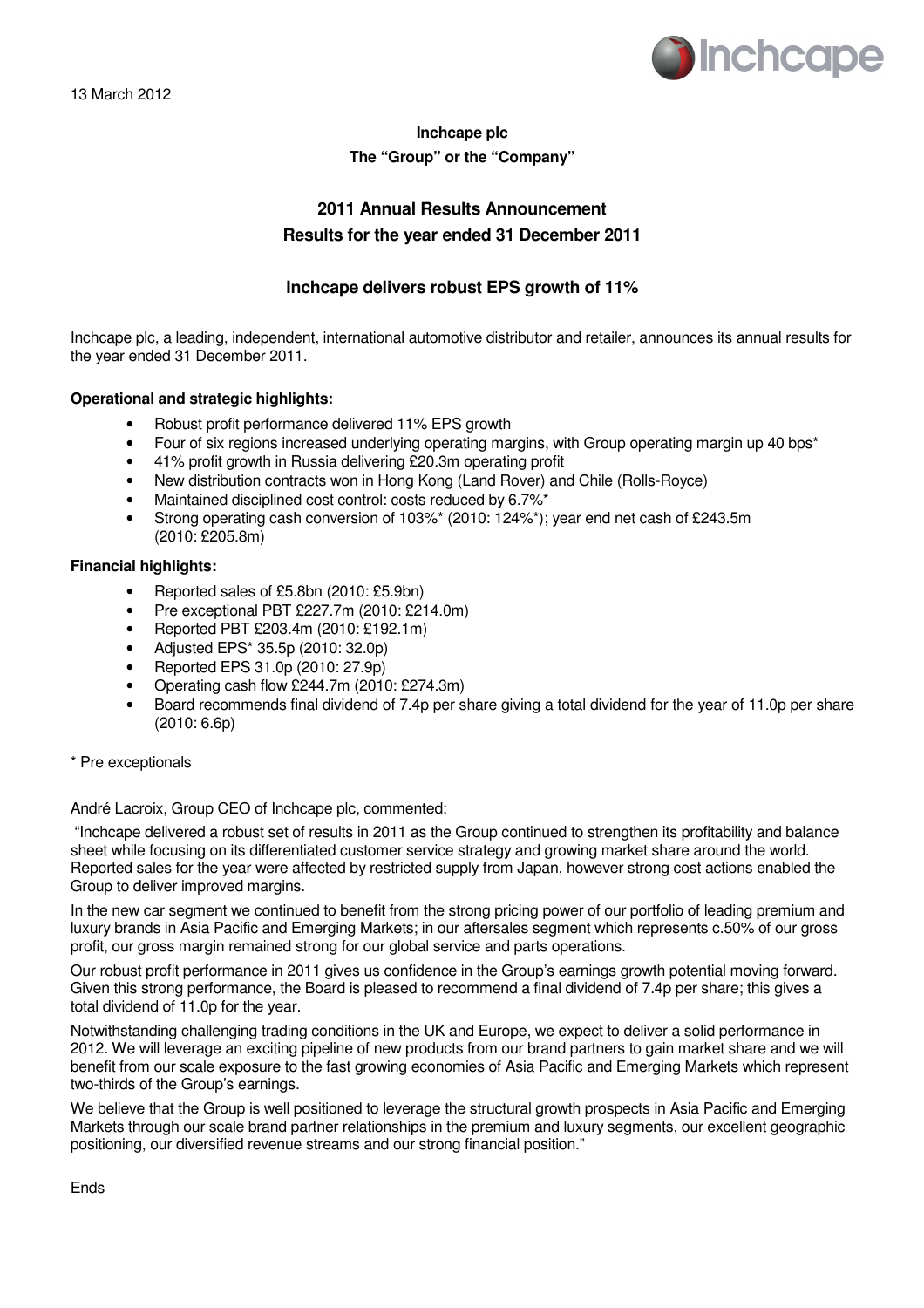13 March 2012

**Inchcape plc**

**The "Group" or the "Company"**

## 2011 Annual Results Announcement

## Results for the year ended 31 December 2011

### Inchcape delivers robust EPS growth of 11%

Inchcape plc, a leading, independent, international automotive distributor and retailer, announces its annual results for the year ended 31 December 2011.

**Operational and strategic highlights:**

- Robust profit performance delivered 11% EPS growth
- Four of six regions increased underlying operating margins, with Group operating margin up 40 bps*
- 41% profit growth in Russia delivering £20.3m operating profit
- New distribution contracts won in Hong Kong (Land Rover) and Chile (Rolls-Royce)
- Maintained disciplined cost control: costs reduced by 6.7%*
- Strong operating cash conversion of 103%* (2010: 124%*); year end net cash of £243.5m (2010: £205.8m)

**Financial highlights:**

- Reported sales of £5.8bn (2010: £5.9bn)
- Pre exceptional PBT £227.7m (2010: £214.0m)
- Reported PBT £203.4m (2010: £192.1m)
- Adjusted EPS* 35.5p (2010: 32.0p)
- Reported EPS 31.0p (2010: 27.9p)
- Operating cash flow £244.7m (2010: £274.3m)
- Board recommends final dividend of 7.4p per share giving a total dividend for the year of 11.0p per share (2010: 6.6p)

\* Pre exceptionals

André Lacroix, Group CEO of Inchcape plc, commented:

"Inchcape delivered a robust set of results in 2011 as the Group continued to strengthen its profitability and balance sheet while focusing on its differentiated customer service strategy and growing market share around the world. Reported sales for the year were affected by restricted supply from Japan, however strong cost actions enabled the Group to deliver improved margins.

In the new car segment we continued to benefit from the strong pricing power of our portfolio of leading premium and luxury brands in Asia Pacific and Emerging Markets; in our aftersales segment which represents c.50% of our gross profit, our gross margin remained strong for our global service and parts operations.

Our robust profit performance in 2011 gives us confidence in the Group's earnings growth potential moving forward. Given this strong performance, the Board is pleased to recommend a final dividend of 7.4p per share; this gives a total dividend of 11.0p for the year.

Notwithstanding challenging trading conditions in the UK and Europe, we expect to deliver a solid performance in 2012. We will leverage an exciting pipeline of new products from our brand partners to gain market share and we will benefit from our scale exposure to the fast growing economies of Asia Pacific and Emerging Markets which represent two-thirds of the Group's earnings.

We believe that the Group is well positioned to leverage the structural growth prospects in Asia Pacific and Emerging Markets through our scale brand partner relationships in the premium and luxury segments, our excellent geographic positioning, our diversified revenue streams and our strong financial position."

Ends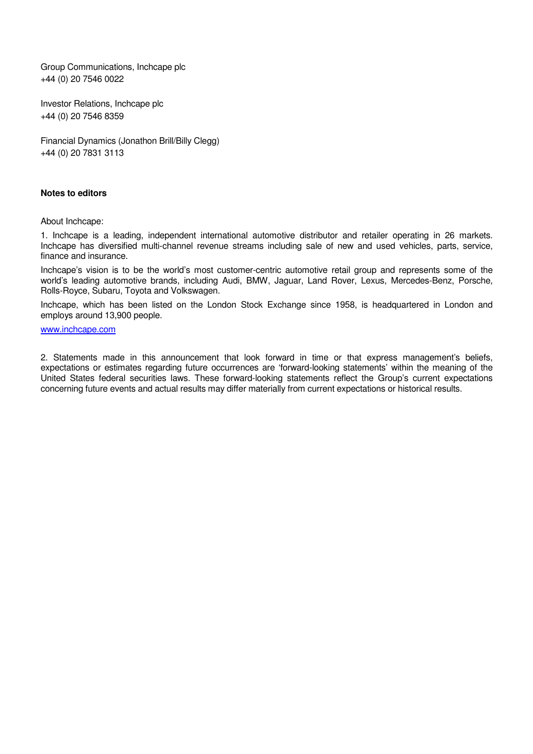Group Communications, Inchcape plc
+44 (0) 20 7546 0022

Investor Relations, Inchcape plc
+44 (0) 20 7546 8359

Financial Dynamics (Jonathon Brill/Billy Clegg)
+44 (0) 20 7831 3113

**Notes to editors**

About Inchcape:

1. Inchcape is a leading, independent international automotive distributor and retailer operating in 26 markets. Inchcape has diversified multi-channel revenue streams including sale of new and used vehicles, parts, service, finance and insurance.

Inchcape's vision is to be the world's most customer-centric automotive retail group and represents some of the world's leading automotive brands, including Audi, BMW, Jaguar, Land Rover, Lexus, Mercedes-Benz, Porsche, Rolls-Royce, Subaru, Toyota and Volkswagen.

Inchcape, which has been listed on the London Stock Exchange since 1958, is headquartered in London and employs around 13,900 people.

[www.inchcape.com](http://www.inchcape.com)

2. Statements made in this announcement that look forward in time or that express management's beliefs, expectations or estimates regarding future occurrences are 'forward-looking statements' within the meaning of the United States federal securities laws. These forward-looking statements reflect the Group's current expectations concerning future events and actual results may differ materially from current expectations or historical results.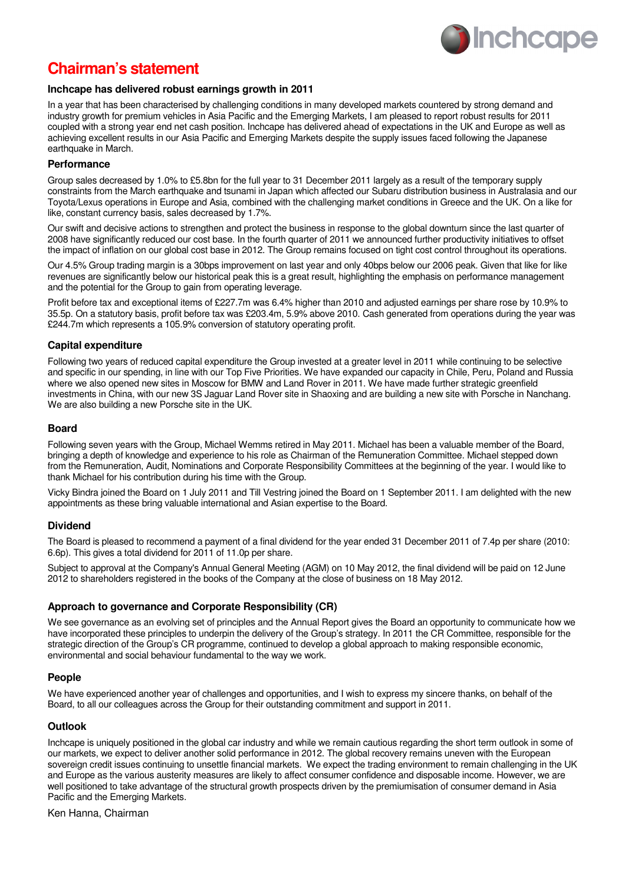# Chairman's statement

### Inchcape has delivered robust earnings growth in 2011

In a year that has been characterised by challenging conditions in many developed markets countered by strong demand and industry growth for premium vehicles in Asia Pacific and the Emerging Markets, I am pleased to report robust results for 2011 coupled with a strong year end net cash position. Inchcape has delivered ahead of expectations in the UK and Europe as well as achieving excellent results in our Asia Pacific and Emerging Markets despite the supply issues faced following the Japanese earthquake in March.

### Performance

Group sales decreased by 1.0% to £5.8bn for the full year to 31 December 2011 largely as a result of the temporary supply constraints from the March earthquake and tsunami in Japan which affected our Subaru distribution business in Australasia and our Toyota/Lexus operations in Europe and Asia, combined with the challenging market conditions in Greece and the UK. On a like for like, constant currency basis, sales decreased by 1.7%.

Our swift and decisive actions to strengthen and protect the business in response to the global downturn since the last quarter of 2008 have significantly reduced our cost base. In the fourth quarter of 2011 we announced further productivity initiatives to offset the impact of inflation on our global cost base in 2012. The Group remains focused on tight cost control throughout its operations.

Our 4.5% Group trading margin is a 30bps improvement on last year and only 40bps below our 2006 peak. Given that like for like revenues are significantly below our historical peak this is a great result, highlighting the emphasis on performance management and the potential for the Group to gain from operating leverage.

Profit before tax and exceptional items of £227.7m was 6.4% higher than 2010 and adjusted earnings per share rose by 10.9% to 35.5p. On a statutory basis, profit before tax was £203.4m, 5.9% above 2010. Cash generated from operations during the year was £244.7m which represents a 105.9% conversion of statutory operating profit.

### Capital expenditure

Following two years of reduced capital expenditure the Group invested at a greater level in 2011 while continuing to be selective and specific in our spending, in line with our Top Five Priorities. We have expanded our capacity in Chile, Peru, Poland and Russia where we also opened new sites in Moscow for BMW and Land Rover in 2011. We have made further strategic greenfield investments in China, with our new 3S Jaguar Land Rover site in Shaoxing and are building a new site with Porsche in Nanchang. We are also building a new Porsche site in the UK.

### Board

Following seven years with the Group, Michael Wemms retired in May 2011. Michael has been a valuable member of the Board, bringing a depth of knowledge and experience to his role as Chairman of the Remuneration Committee. Michael stepped down from the Remuneration, Audit, Nominations and Corporate Responsibility Committees at the beginning of the year. I would like to thank Michael for his contribution during his time with the Group.

Vicky Bindra joined the Board on 1 July 2011 and Till Vestring joined the Board on 1 September 2011. I am delighted with the new appointments as these bring valuable international and Asian expertise to the Board.

### Dividend

The Board is pleased to recommend a payment of a final dividend for the year ended 31 December 2011 of 7.4p per share (2010: 6.6p). This gives a total dividend for 2011 of 11.0p per share.

Subject to approval at the Company's Annual General Meeting (AGM) on 10 May 2012, the final dividend will be paid on 12 June 2012 to shareholders registered in the books of the Company at the close of business on 18 May 2012.

### Approach to governance and Corporate Responsibility (CR)

We see governance as an evolving set of principles and the Annual Report gives the Board an opportunity to communicate how we have incorporated these principles to underpin the delivery of the Group's strategy. In 2011 the CR Committee, responsible for the strategic direction of the Group's CR programme, continued to develop a global approach to making responsible economic, environmental and social behaviour fundamental to the way we work.

### People

We have experienced another year of challenges and opportunities, and I wish to express my sincere thanks, on behalf of the Board, to all our colleagues across the Group for their outstanding commitment and support in 2011.

### Outlook

Inchcape is uniquely positioned in the global car industry and while we remain cautious regarding the short term outlook in some of our markets, we expect to deliver another solid performance in 2012. The global recovery remains uneven with the European sovereign credit issues continuing to unsettle financial markets. We expect the trading environment to remain challenging in the UK and Europe as the various austerity measures are likely to affect consumer confidence and disposable income. However, we are well positioned to take advantage of the structural growth prospects driven by the premiumisation of consumer demand in Asia Pacific and the Emerging Markets.

Ken Hanna, Chairman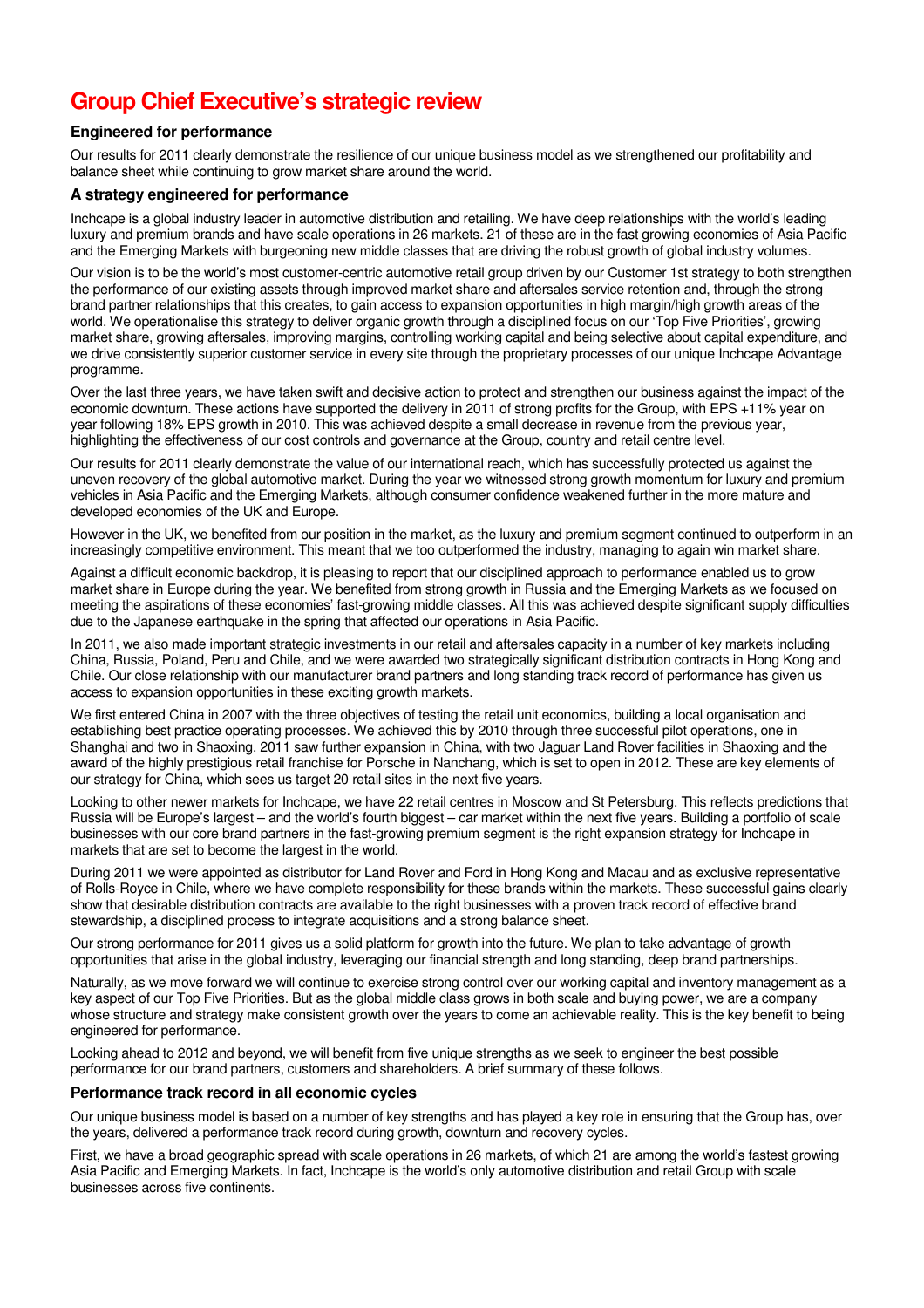# Group Chief Executive's strategic review

### Engineered for performance

Our results for 2011 clearly demonstrate the resilience of our unique business model as we strengthened our profitability and balance sheet while continuing to grow market share around the world.

### A strategy engineered for performance

Inchcape is a global industry leader in automotive distribution and retailing. We have deep relationships with the world's leading luxury and premium brands and have scale operations in 26 markets. 21 of these are in the fast growing economies of Asia Pacific and the Emerging Markets with burgeoning new middle classes that are driving the robust growth of global industry volumes.

Our vision is to be the world's most customer-centric automotive retail group driven by our Customer 1st strategy to both strengthen the performance of our existing assets through improved market share and aftersales service retention and, through the strong brand partner relationships that this creates, to gain access to expansion opportunities in high margin/high growth areas of the world. We operationalise this strategy to deliver organic growth through a disciplined focus on our 'Top Five Priorities', growing market share, growing aftersales, improving margins, controlling working capital and being selective about capital expenditure, and we drive consistently superior customer service in every site through the proprietary processes of our unique Inchcape Advantage programme.

Over the last three years, we have taken swift and decisive action to protect and strengthen our business against the impact of the economic downturn. These actions have supported the delivery in 2011 of strong profits for the Group, with EPS +11% year on year following 18% EPS growth in 2010. This was achieved despite a small decrease in revenue from the previous year, highlighting the effectiveness of our cost controls and governance at the Group, country and retail centre level.

Our results for 2011 clearly demonstrate the value of our international reach, which has successfully protected us against the uneven recovery of the global automotive market. During the year we witnessed strong growth momentum for luxury and premium vehicles in Asia Pacific and the Emerging Markets, although consumer confidence weakened further in the more mature and developed economies of the UK and Europe.

However in the UK, we benefited from our position in the market, as the luxury and premium segment continued to outperform in an increasingly competitive environment. This meant that we too outperformed the industry, managing to again win market share.

Against a difficult economic backdrop, it is pleasing to report that our disciplined approach to performance enabled us to grow market share in Europe during the year. We benefited from strong growth in Russia and the Emerging Markets as we focused on meeting the aspirations of these economies' fast-growing middle classes. All this was achieved despite significant supply difficulties due to the Japanese earthquake in the spring that affected our operations in Asia Pacific.

In 2011, we also made important strategic investments in our retail and aftersales capacity in a number of key markets including China, Russia, Poland, Peru and Chile, and we were awarded two strategically significant distribution contracts in Hong Kong and Chile. Our close relationship with our manufacturer brand partners and long standing track record of performance has given us access to expansion opportunities in these exciting growth markets.

We first entered China in 2007 with the three objectives of testing the retail unit economics, building a local organisation and establishing best practice operating processes. We achieved this by 2010 through three successful pilot operations, one in Shanghai and two in Shaoxing. 2011 saw further expansion in China, with two Jaguar Land Rover facilities in Shaoxing and the award of the highly prestigious retail franchise for Porsche in Nanchang, which is set to open in 2012. These are key elements of our strategy for China, which sees us target 20 retail sites in the next five years.

Looking to other newer markets for Inchcape, we have 22 retail centres in Moscow and St Petersburg. This reflects predictions that Russia will be Europe's largest – and the world's fourth biggest – car market within the next five years. Building a portfolio of scale businesses with our core brand partners in the fast-growing premium segment is the right expansion strategy for Inchcape in markets that are set to become the largest in the world.

During 2011 we were appointed as distributor for Land Rover and Ford in Hong Kong and Macau and as exclusive representative of Rolls-Royce in Chile, where we have complete responsibility for these brands within the markets. These successful gains clearly show that desirable distribution contracts are available to the right businesses with a proven track record of effective brand stewardship, a disciplined process to integrate acquisitions and a strong balance sheet.

Our strong performance for 2011 gives us a solid platform for growth into the future. We plan to take advantage of growth opportunities that arise in the global industry, leveraging our financial strength and long standing, deep brand partnerships.

Naturally, as we move forward we will continue to exercise strong control over our working capital and inventory management as a key aspect of our Top Five Priorities. But as the global middle class grows in both scale and buying power, we are a company whose structure and strategy make consistent growth over the years to come an achievable reality. This is the key benefit to being engineered for performance.

Looking ahead to 2012 and beyond, we will benefit from five unique strengths as we seek to engineer the best possible performance for our brand partners, customers and shareholders. A brief summary of these follows.

### Performance track record in all economic cycles

Our unique business model is based on a number of key strengths and has played a key role in ensuring that the Group has, over the years, delivered a performance track record during growth, downturn and recovery cycles.

First, we have a broad geographic spread with scale operations in 26 markets, of which 21 are among the world's fastest growing Asia Pacific and Emerging Markets. In fact, Inchcape is the world's only automotive distribution and retail Group with scale businesses across five continents.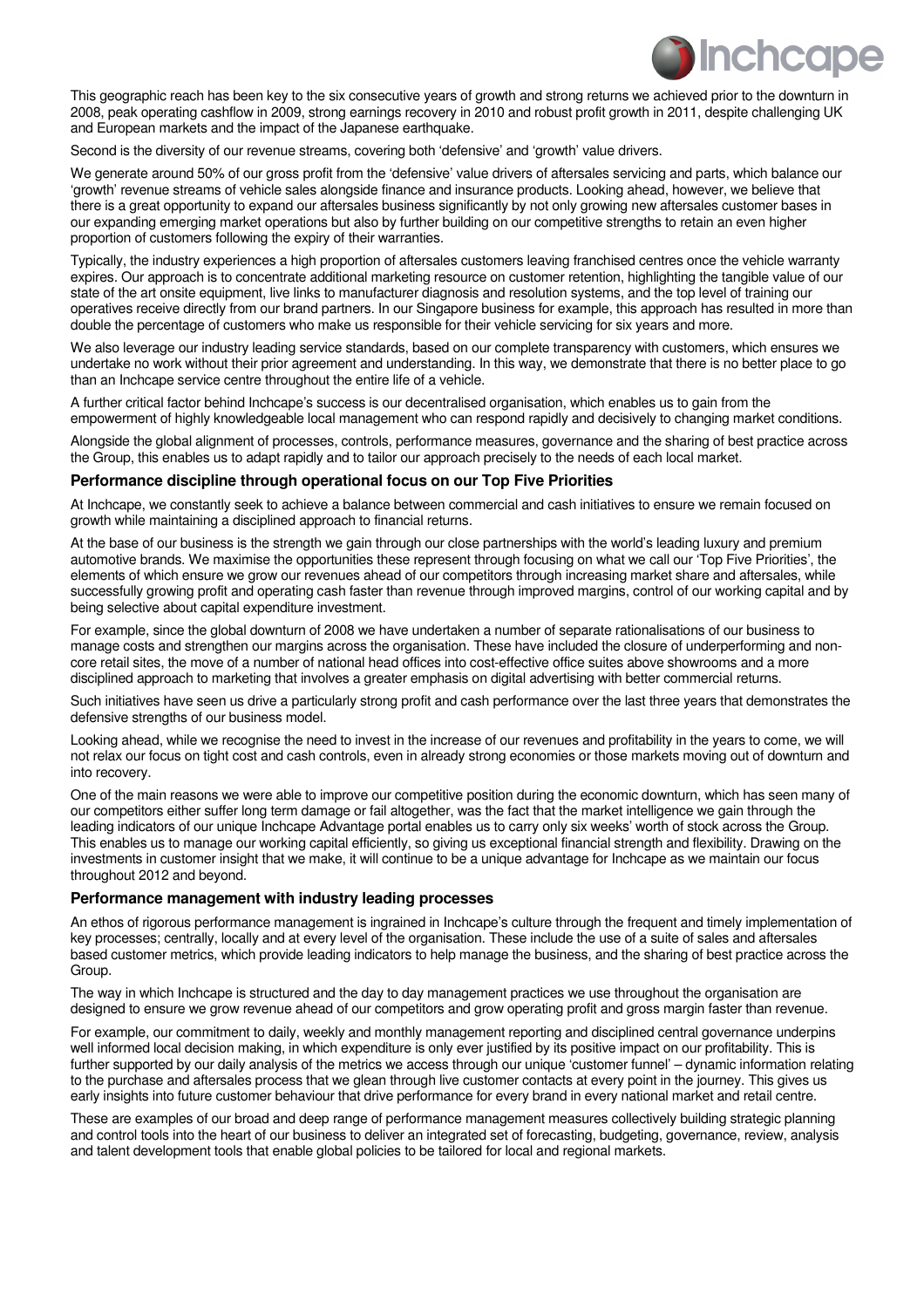This geographic reach has been key to the six consecutive years of growth and strong returns we achieved prior to the downturn in 2008, peak operating cashflow in 2009, strong earnings recovery in 2010 and robust profit growth in 2011, despite challenging UK and European markets and the impact of the Japanese earthquake.

Second is the diversity of our revenue streams, covering both 'defensive' and 'growth' value drivers.

We generate around 50% of our gross profit from the 'defensive' value drivers of aftersales servicing and parts, which balance our 'growth' revenue streams of vehicle sales alongside finance and insurance products. Looking ahead, however, we believe that there is a great opportunity to expand our aftersales business significantly by not only growing new aftersales customer bases in our expanding emerging market operations but also by further building on our competitive strengths to retain an even higher proportion of customers following the expiry of their warranties.

Typically, the industry experiences a high proportion of aftersales customers leaving franchised centres once the vehicle warranty expires. Our approach is to concentrate additional marketing resource on customer retention, highlighting the tangible value of our state of the art onsite equipment, live links to manufacturer diagnosis and resolution systems, and the top level of training our operatives receive directly from our brand partners. In our Singapore business for example, this approach has resulted in more than double the percentage of customers who make us responsible for their vehicle servicing for six years and more.

We also leverage our industry leading service standards, based on our complete transparency with customers, which ensures we undertake no work without their prior agreement and understanding. In this way, we demonstrate that there is no better place to go than an Inchcape service centre throughout the entire life of a vehicle.

A further critical factor behind Inchcape's success is our decentralised organisation, which enables us to gain from the empowerment of highly knowledgeable local management who can respond rapidly and decisively to changing market conditions.

Alongside the global alignment of processes, controls, performance measures, governance and the sharing of best practice across the Group, this enables us to adapt rapidly and to tailor our approach precisely to the needs of each local market.

### Performance discipline through operational focus on our Top Five Priorities

At Inchcape, we constantly seek to achieve a balance between commercial and cash initiatives to ensure we remain focused on growth while maintaining a disciplined approach to financial returns.

At the base of our business is the strength we gain through our close partnerships with the world's leading luxury and premium automotive brands. We maximise the opportunities these represent through focusing on what we call our 'Top Five Priorities', the elements of which ensure we grow our revenues ahead of our competitors through increasing market share and aftersales, while successfully growing profit and operating cash faster than revenue through improved margins, control of our working capital and by being selective about capital expenditure investment.

For example, since the global downturn of 2008 we have undertaken a number of separate rationalisations of our business to manage costs and strengthen our margins across the organisation. These have included the closure of underperforming and non-core retail sites, the move of a number of national head offices into cost-effective office suites above showrooms and a more disciplined approach to marketing that involves a greater emphasis on digital advertising with better commercial returns.

Such initiatives have seen us drive a particularly strong profit and cash performance over the last three years that demonstrates the defensive strengths of our business model.

Looking ahead, while we recognise the need to invest in the increase of our revenues and profitability in the years to come, we will not relax our focus on tight cost and cash controls, even in already strong economies or those markets moving out of downturn and into recovery.

One of the main reasons we were able to improve our competitive position during the economic downturn, which has seen many of our competitors either suffer long term damage or fail altogether, was the fact that the market intelligence we gain through the leading indicators of our unique Inchcape Advantage portal enables us to carry only six weeks' worth of stock across the Group. This enables us to manage our working capital efficiently, so giving us exceptional financial strength and flexibility. Drawing on the investments in customer insight that we make, it will continue to be a unique advantage for Inchcape as we maintain our focus throughout 2012 and beyond.

### Performance management with industry leading processes

An ethos of rigorous performance management is ingrained in Inchcape's culture through the frequent and timely implementation of key processes; centrally, locally and at every level of the organisation. These include the use of a suite of sales and aftersales based customer metrics, which provide leading indicators to help manage the business, and the sharing of best practice across the Group.

The way in which Inchcape is structured and the day to day management practices we use throughout the organisation are designed to ensure we grow revenue ahead of our competitors and grow operating profit and gross margin faster than revenue.

For example, our commitment to daily, weekly and monthly management reporting and disciplined central governance underpins well informed local decision making, in which expenditure is only ever justified by its positive impact on our profitability. This is further supported by our daily analysis of the metrics we access through our unique 'customer funnel' – dynamic information relating to the purchase and aftersales process that we glean through live customer contacts at every point in the journey. This gives us early insights into future customer behaviour that drive performance for every brand in every national market and retail centre.

These are examples of our broad and deep range of performance management measures collectively building strategic planning and control tools into the heart of our business to deliver an integrated set of forecasting, budgeting, governance, review, analysis and talent development tools that enable global policies to be tailored for local and regional markets.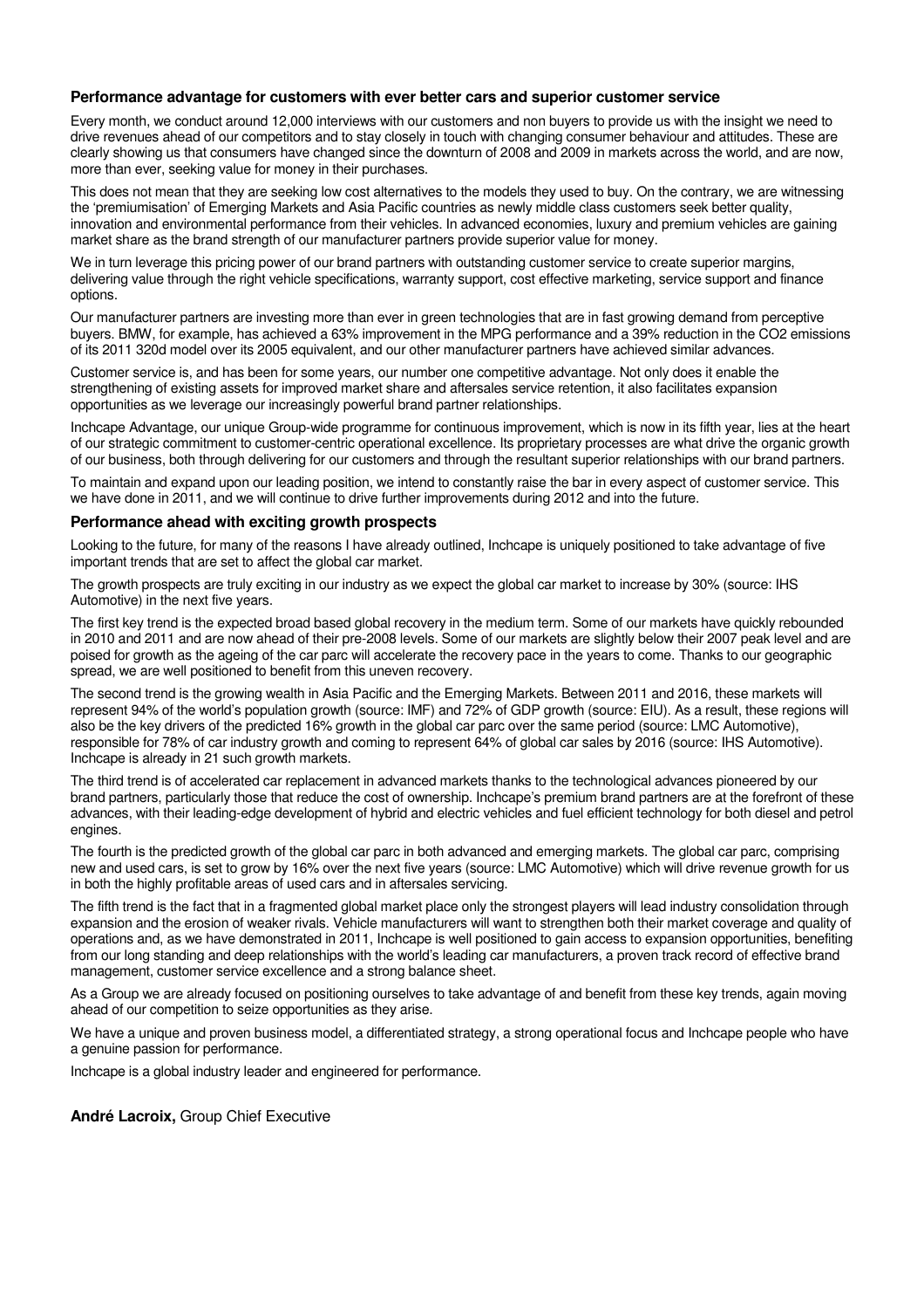### Performance advantage for customers with ever better cars and superior customer service

Every month, we conduct around 12,000 interviews with our customers and non buyers to provide us with the insight we need to drive revenues ahead of our competitors and to stay closely in touch with changing consumer behaviour and attitudes. These are clearly showing us that consumers have changed since the downturn of 2008 and 2009 in markets across the world, and are now, more than ever, seeking value for money in their purchases.

This does not mean that they are seeking low cost alternatives to the models they used to buy. On the contrary, we are witnessing the 'premiumisation' of Emerging Markets and Asia Pacific countries as newly middle class customers seek better quality, innovation and environmental performance from their vehicles. In advanced economies, luxury and premium vehicles are gaining market share as the brand strength of our manufacturer partners provide superior value for money.

We in turn leverage this pricing power of our brand partners with outstanding customer service to create superior margins, delivering value through the right vehicle specifications, warranty support, cost effective marketing, service support and finance options.

Our manufacturer partners are investing more than ever in green technologies that are in fast growing demand from perceptive buyers. BMW, for example, has achieved a 63% improvement in the MPG performance and a 39% reduction in the $CO_2$ emissions of its 2011 320d model over its 2005 equivalent, and our other manufacturer partners have achieved similar advances.

Customer service is, and has been for some years, our number one competitive advantage. Not only does it enable the strengthening of existing assets for improved market share and aftersales service retention, it also facilitates expansion opportunities as we leverage our increasingly powerful brand partner relationships.

Inchcape Advantage, our unique Group-wide programme for continuous improvement, which is now in its fifth year, lies at the heart of our strategic commitment to customer-centric operational excellence. Its proprietary processes are what drive the organic growth of our business, both through delivering for our customers and through the resultant superior relationships with our brand partners.

To maintain and expand upon our leading position, we intend to constantly raise the bar in every aspect of customer service. This we have done in 2011, and we will continue to drive further improvements during 2012 and into the future.

### Performance ahead with exciting growth prospects

Looking to the future, for many of the reasons I have already outlined, Inchcape is uniquely positioned to take advantage of five important trends that are set to affect the global car market.

The growth prospects are truly exciting in our industry as we expect the global car market to increase by 30% (source: IHS Automotive) in the next five years.

The first key trend is the expected broad based global recovery in the medium term. Some of our markets have quickly rebounded in 2010 and 2011 and are now ahead of their pre-2008 levels. Some of our markets are slightly below their 2007 peak level and are poised for growth as the ageing of the car parc will accelerate the recovery pace in the years to come. Thanks to our geographic spread, we are well positioned to benefit from this uneven recovery.

The second trend is the growing wealth in Asia Pacific and the Emerging Markets. Between 2011 and 2016, these markets will represent 94% of the world's population growth (source: IMF) and 72% of GDP growth (source: EIU). As a result, these regions will also be the key drivers of the predicted 16% growth in the global car parc over the same period (source: LMC Automotive), responsible for 78% of car industry growth and coming to represent 64% of global car sales by 2016 (source: IHS Automotive). Inchcape is already in 21 such growth markets.

The third trend is of accelerated car replacement in advanced markets thanks to the technological advances pioneered by our brand partners, particularly those that reduce the cost of ownership. Inchcape's premium brand partners are at the forefront of these advances, with their leading-edge development of hybrid and electric vehicles and fuel efficient technology for both diesel and petrol engines.

The fourth is the predicted growth of the global car parc in both advanced and emerging markets. The global car parc, comprising new and used cars, is set to grow by 16% over the next five years (source: LMC Automotive) which will drive revenue growth for us in both the highly profitable areas of used cars and in aftersales servicing.

The fifth trend is the fact that in a fragmented global market place only the strongest players will lead industry consolidation through expansion and the erosion of weaker rivals. Vehicle manufacturers will want to strengthen both their market coverage and quality of operations and, as we have demonstrated in 2011, Inchcape is well positioned to gain access to expansion opportunities, benefiting from our long standing and deep relationships with the world's leading car manufacturers, a proven track record of effective brand management, customer service excellence and a strong balance sheet.

As a Group we are already focused on positioning ourselves to take advantage of and benefit from these key trends, again moving ahead of our competition to seize opportunities as they arise.

We have a unique and proven business model, a differentiated strategy, a strong operational focus and Inchcape people who have a genuine passion for performance.

Inchcape is a global industry leader and engineered for performance.

**André Lacroix,** Group Chief Executive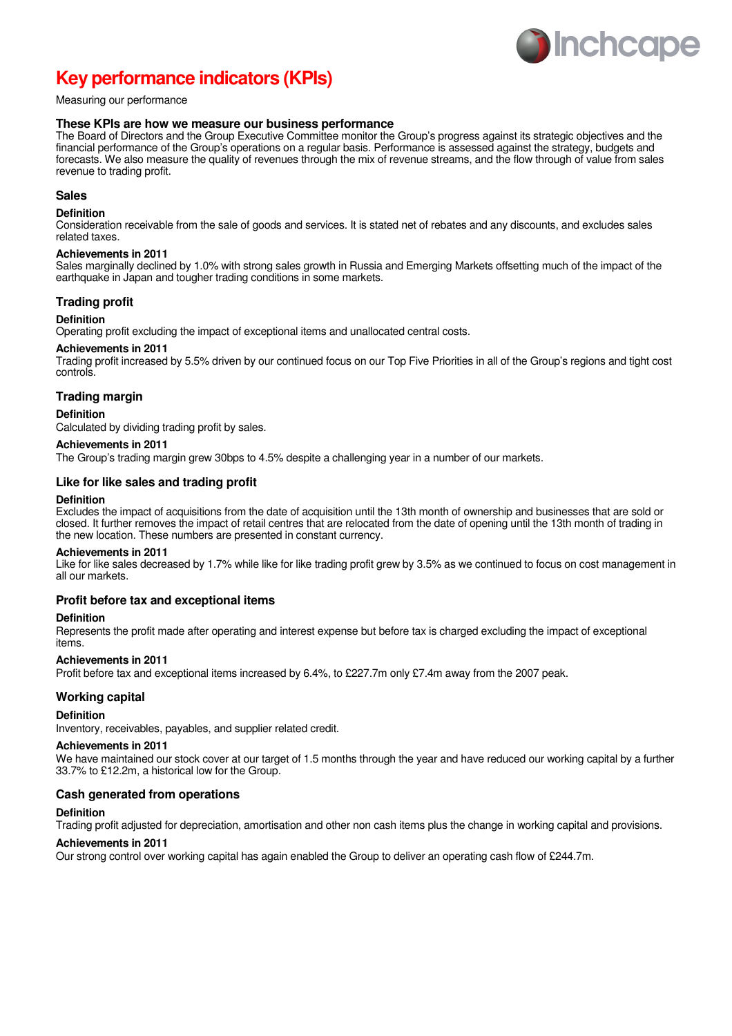# Key performance indicators (KPIs)

Measuring our performance

### These KPIs are how we measure our business performance

The Board of Directors and the Group Executive Committee monitor the Group's progress against its strategic objectives and the financial performance of the Group's operations on a regular basis. Performance is assessed against the strategy, budgets and forecasts. We also measure the quality of revenues through the mix of revenue streams, and the flow through of value from sales revenue to trading profit.

## Sales

**Definition**

Consideration receivable from the sale of goods and services. It is stated net of rebates and any discounts, and excludes sales related taxes.

**Achievements in 2011**

Sales marginally declined by 1.0% with strong sales growth in Russia and Emerging Markets offsetting much of the impact of the earthquake in Japan and tougher trading conditions in some markets.

## Trading profit

**Definition**

Operating profit excluding the impact of exceptional items and unallocated central costs.

**Achievements in 2011**

Trading profit increased by 5.5% driven by our continued focus on our Top Five Priorities in all of the Group's regions and tight cost controls.

## Trading margin

**Definition**

Calculated by dividing trading profit by sales.

**Achievements in 2011**

The Group's trading margin grew 30bps to 4.5% despite a challenging year in a number of our markets.

## Like for like sales and trading profit

**Definition**

Excludes the impact of acquisitions from the date of acquisition until the 13th month of ownership and businesses that are sold or closed. It further removes the impact of retail centres that are relocated from the date of opening until the 13th month of trading in the new location. These numbers are presented in constant currency.

**Achievements in 2011**

Like for like sales decreased by 1.7% while like for like trading profit grew by 3.5% as we continued to focus on cost management in all our markets.

## Profit before tax and exceptional items

**Definition**

Represents the profit made after operating and interest expense but before tax is charged excluding the impact of exceptional items.

**Achievements in 2011**

Profit before tax and exceptional items increased by 6.4%, to £227.7m only £7.4m away from the 2007 peak.

## Working capital

**Definition**

Inventory, receivables, payables, and supplier related credit.

**Achievements in 2011**

We have maintained our stock cover at our target of 1.5 months through the year and have reduced our working capital by a further 33.7% to £12.2m, a historical low for the Group.

## Cash generated from operations

**Definition**

Trading profit adjusted for depreciation, amortisation and other non cash items plus the change in working capital and provisions.

**Achievements in 2011**

Our strong control over working capital has again enabled the Group to deliver an operating cash flow of £244.7m.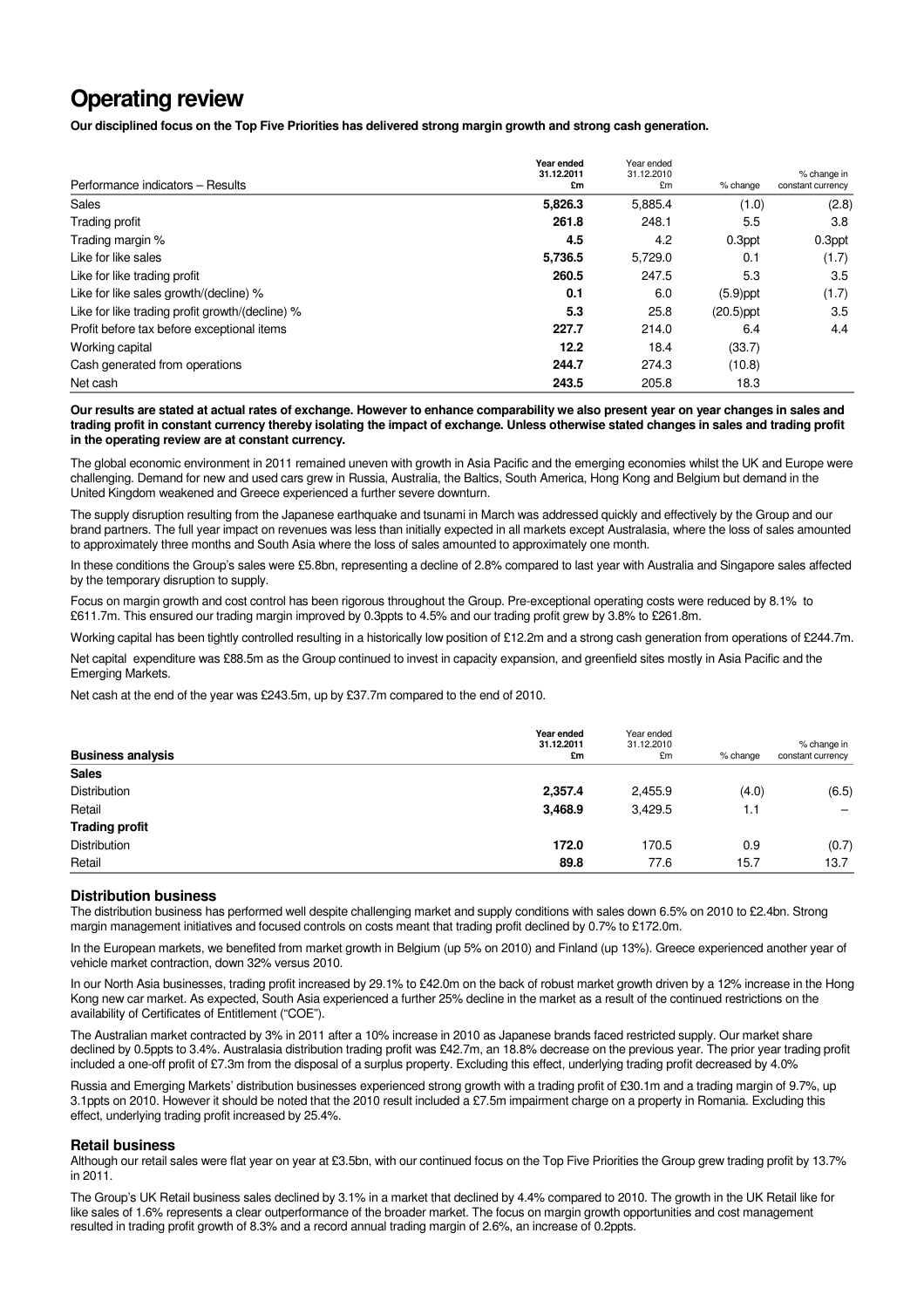# Operating review

**Our disciplined focus on the Top Five Priorities has delivered strong margin growth and strong cash generation.**

| Performance indicators – Results | **Year ended 31.12.2011 £m** | Year ended 31.12.2010 £m | % change | % change in constant currency |
|---|---|---|---|---|
| Sales | **5,826.3** | 5,885.4 | (1.0) | (2.8) |
| Trading profit | **261.8** | 248.1 | 5.5 | 3.8 |
| Trading margin % | **4.5** | 4.2 | 0.3ppt | 0.3ppt |
| Like for like sales | **5,736.5** | 5,729.0 | 0.1 | (1.7) |
| Like for like trading profit | **260.5** | 247.5 | 5.3 | 3.5 |
| Like for like sales growth/(decline) % | **0.1** | 6.0 | (5.9)ppt | (1.7) |
| Like for like trading profit growth/(decline) % | **5.3** | 25.8 | (20.5)ppt | 3.5 |
| Profit before tax before exceptional items | **227.7** | 214.0 | 6.4 | 4.4 |
| Working capital | **12.2** | 18.4 | (33.7) | |
| Cash generated from operations | **244.7** | 274.3 | (10.8) | |
| Net cash | **243.5** | 205.8 | 18.3 | |

**Our results are stated at actual rates of exchange. However to enhance comparability we also present year on year changes in sales and trading profit in constant currency thereby isolating the impact of exchange. Unless otherwise stated changes in sales and trading profit in the operating review are at constant currency.**

The global economic environment in 2011 remained uneven with growth in Asia Pacific and the emerging economies whilst the UK and Europe were challenging. Demand for new and used cars grew in Russia, Australia, the Baltics, South America, Hong Kong and Belgium but demand in the United Kingdom weakened and Greece experienced a further severe downturn.

The supply disruption resulting from the Japanese earthquake and tsunami in March was addressed quickly and effectively by the Group and our brand partners. The full year impact on revenues was less than initially expected in all markets except Australasia, where the loss of sales amounted to approximately three months and South Asia where the loss of sales amounted to approximately one month.

In these conditions the Group's sales were £5.8bn, representing a decline of 2.8% compared to last year with Australia and Singapore sales affected by the temporary disruption to supply.

Focus on margin growth and cost control has been rigorous throughout the Group. Pre-exceptional operating costs were reduced by 8.1% to £611.7m. This ensured our trading margin improved by 0.3ppts to 4.5% and our trading profit grew by 3.8% to £261.8m.

Working capital has been tightly controlled resulting in a historically low position of £12.2m and a strong cash generation from operations of £244.7m.

Net capital expenditure was £88.5m as the Group continued to invest in capacity expansion, and greenfield sites mostly in Asia Pacific and the Emerging Markets.

Net cash at the end of the year was £243.5m, up by £37.7m compared to the end of 2010.

| **Business analysis** | **Year ended 31.12.2011 £m** | Year ended 31.12.2010 £m | % change | % change in constant currency |
|---|---|---|---|---|
| **Sales** | | | | |
| Distribution | **2,357.4** | 2,455.9 | (4.0) | (6.5) |
| Retail | **3,468.9** | 3,429.5 | 1.1 | – |
| **Trading profit** | | | | |
| Distribution | **172.0** | 170.5 | 0.9 | (0.7) |
| Retail | **89.8** | 77.6 | 15.7 | 13.7 |

### Distribution business

The distribution business has performed well despite challenging market and supply conditions with sales down 6.5% on 2010 to £2.4bn. Strong margin management initiatives and focused controls on costs meant that trading profit declined by 0.7% to £172.0m.

In the European markets, we benefited from market growth in Belgium (up 5% on 2010) and Finland (up 13%). Greece experienced another year of vehicle market contraction, down 32% versus 2010.

In our North Asia businesses, trading profit increased by 29.1% to £42.0m on the back of robust market growth driven by a 12% increase in the Hong Kong new car market. As expected, South Asia experienced a further 25% decline in the market as a result of the continued restrictions on the availability of Certificates of Entitlement ("COE").

The Australian market contracted by 3% in 2011 after a 10% increase in 2010 as Japanese brands faced restricted supply. Our market share declined by 0.5ppts to 3.4%. Australasia distribution trading profit was £42.7m, an 18.8% decrease on the previous year. The prior year trading profit included a one-off profit of £7.3m from the disposal of a surplus property. Excluding this effect, underlying trading profit decreased by 4.0%

Russia and Emerging Markets' distribution businesses experienced strong growth with a trading profit of £30.1m and a trading margin of 9.7%, up 3.1ppts on 2010. However it should be noted that the 2010 result included a £7.5m impairment charge on a property in Romania. Excluding this effect, underlying trading profit increased by 25.4%.

### Retail business

Although our retail sales were flat year on year at £3.5bn, with our continued focus on the Top Five Priorities the Group grew trading profit by 13.7% in 2011.

The Group's UK Retail business sales declined by 3.1% in a market that declined by 4.4% compared to 2010. The growth in the UK Retail like for like sales of 1.6% represents a clear outperformance of the broader market. The focus on margin growth opportunities and cost management resulted in trading profit growth of 8.3% and a record annual trading margin of 2.6%, an increase of 0.2ppts.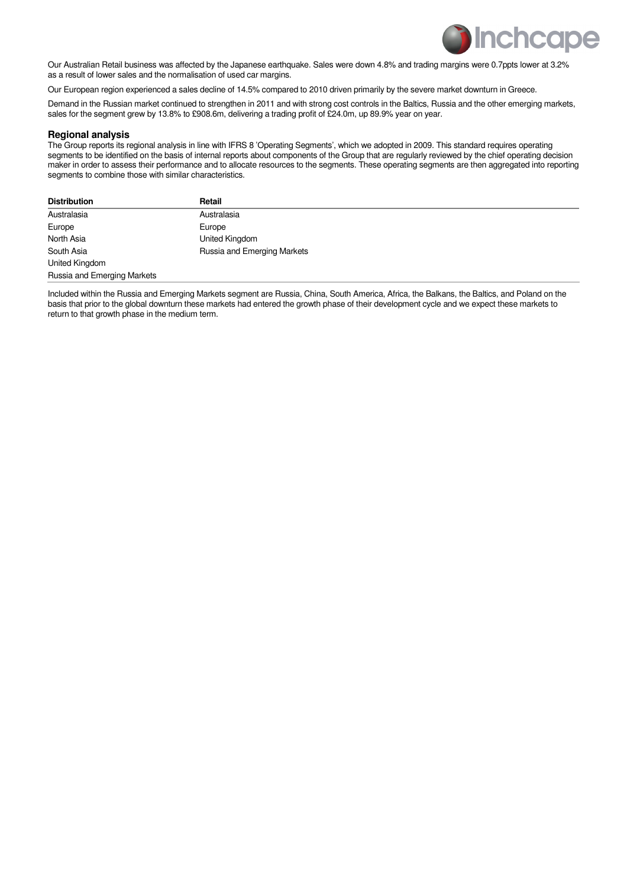Our Australian Retail business was affected by the Japanese earthquake. Sales were down 4.8% and trading margins were 0.7ppts lower at 3.2% as a result of lower sales and the normalisation of used car margins.

Our European region experienced a sales decline of 14.5% compared to 2010 driven primarily by the severe market downturn in Greece.

Demand in the Russian market continued to strengthen in 2011 and with strong cost controls in the Baltics, Russia and the other emerging markets, sales for the segment grew by 13.8% to £908.6m, delivering a trading profit of £24.0m, up 89.9% year on year.

### Regional analysis

The Group reports its regional analysis in line with IFRS 8 'Operating Segments', which we adopted in 2009. This standard requires operating segments to be identified on the basis of internal reports about components of the Group that are regularly reviewed by the chief operating decision maker in order to assess their performance and to allocate resources to the segments. These operating segments are then aggregated into reporting segments to combine those with similar characteristics.

| Distribution | Retail |
|---|---|
| Australasia | Australasia |
| Europe | Europe |
| North Asia | United Kingdom |
| South Asia | Russia and Emerging Markets |
| United Kingdom | |
| Russia and Emerging Markets | |

Included within the Russia and Emerging Markets segment are Russia, China, South America, Africa, the Balkans, the Baltics, and Poland on the basis that prior to the global downturn these markets had entered the growth phase of their development cycle and we expect these markets to return to that growth phase in the medium term.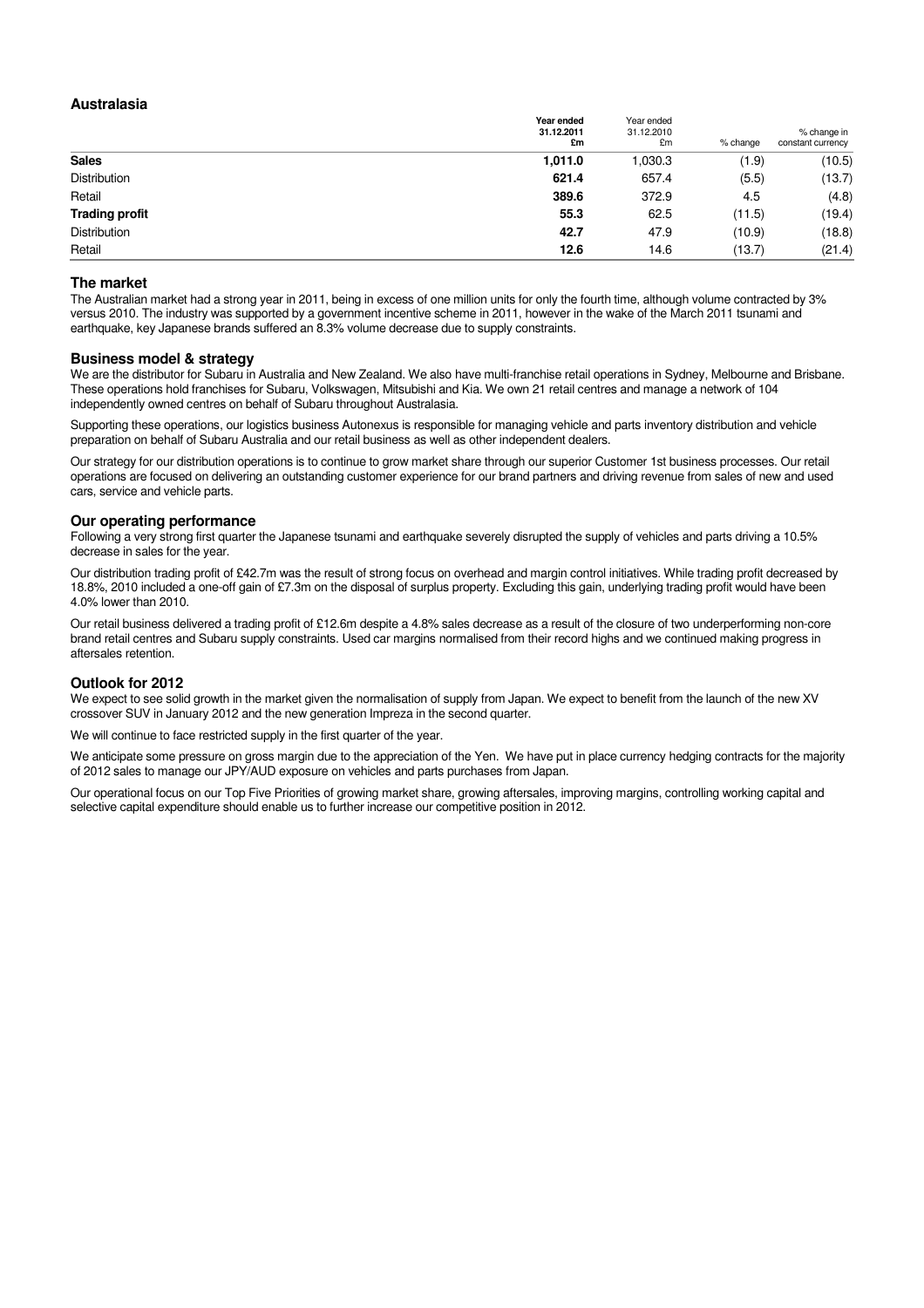## Australasia

| | Year ended 31.12.2011 £m | Year ended 31.12.2010 £m | % change | % change in constant currency |
|---|---|---|---|---|
| **Sales** | **1,011.0** | 1,030.3 | (1.9) | (10.5) |
| Distribution | **621.4** | 657.4 | (5.5) | (13.7) |
| Retail | **389.6** | 372.9 | 4.5 | (4.8) |
| **Trading profit** | **55.3** | 62.5 | (11.5) | (19.4) |
| Distribution | **42.7** | 47.9 | (10.9) | (18.8) |
| Retail | **12.6** | 14.6 | (13.7) | (21.4) |

### The market

The Australian market had a strong year in 2011, being in excess of one million units for only the fourth time, although volume contracted by 3% versus 2010. The industry was supported by a government incentive scheme in 2011, however in the wake of the March 2011 tsunami and earthquake, key Japanese brands suffered an 8.3% volume decrease due to supply constraints.

### Business model & strategy

We are the distributor for Subaru in Australia and New Zealand. We also have multi-franchise retail operations in Sydney, Melbourne and Brisbane. These operations hold franchises for Subaru, Volkswagen, Mitsubishi and Kia. We own 21 retail centres and manage a network of 104 independently owned centres on behalf of Subaru throughout Australasia.

Supporting these operations, our logistics business Autonexus is responsible for managing vehicle and parts inventory distribution and vehicle preparation on behalf of Subaru Australia and our retail business as well as other independent dealers.

Our strategy for our distribution operations is to continue to grow market share through our superior Customer 1st business processes. Our retail operations are focused on delivering an outstanding customer experience for our brand partners and driving revenue from sales of new and used cars, service and vehicle parts.

### Our operating performance

Following a very strong first quarter the Japanese tsunami and earthquake severely disrupted the supply of vehicles and parts driving a 10.5% decrease in sales for the year.

Our distribution trading profit of £42.7m was the result of strong focus on overhead and margin control initiatives. While trading profit decreased by 18.8%, 2010 included a one-off gain of £7.3m on the disposal of surplus property. Excluding this gain, underlying trading profit would have been 4.0% lower than 2010.

Our retail business delivered a trading profit of £12.6m despite a 4.8% sales decrease as a result of the closure of two underperforming non-core brand retail centres and Subaru supply constraints. Used car margins normalised from their record highs and we continued making progress in aftersales retention.

### Outlook for 2012

We expect to see solid growth in the market given the normalisation of supply from Japan. We expect to benefit from the launch of the new XV crossover SUV in January 2012 and the new generation Impreza in the second quarter.

We will continue to face restricted supply in the first quarter of the year.

We anticipate some pressure on gross margin due to the appreciation of the Yen. We have put in place currency hedging contracts for the majority of 2012 sales to manage our JPY/AUD exposure on vehicles and parts purchases from Japan.

Our operational focus on our Top Five Priorities of growing market share, growing aftersales, improving margins, controlling working capital and selective capital expenditure should enable us to further increase our competitive position in 2012.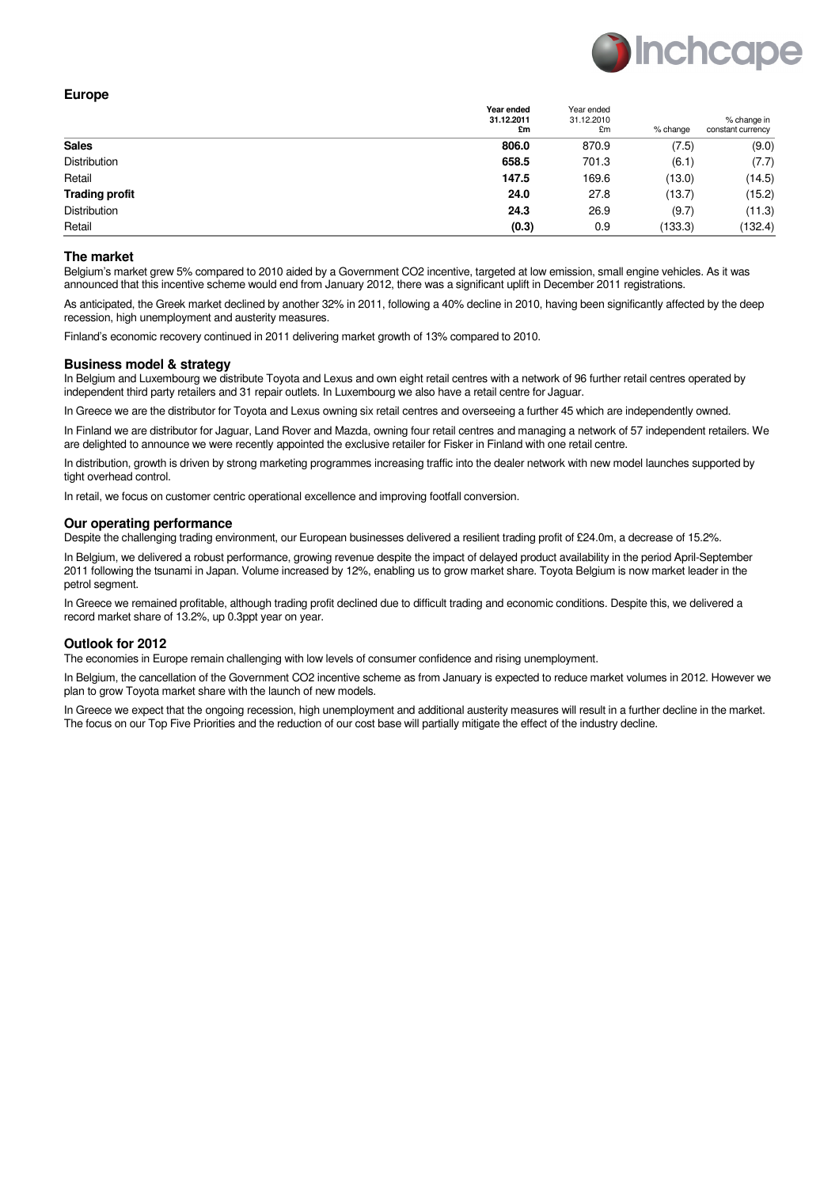## Europe

| | Year ended 31.12.2011 £m | Year ended 31.12.2010 £m | % change | % change in constant currency |
|---|---|---|---|---|
| **Sales** | **806.0** | 870.9 | (7.5) | (9.0) |
| Distribution | **658.5** | 701.3 | (6.1) | (7.7) |
| Retail | **147.5** | 169.6 | (13.0) | (14.5) |
| **Trading profit** | **24.0** | 27.8 | (13.7) | (15.2) |
| Distribution | **24.3** | 26.9 | (9.7) | (11.3) |
| Retail | **(0.3)** | 0.9 | (133.3) | (132.4) |

### The market

Belgium's market grew 5% compared to 2010 aided by a Government $CO_2$ incentive, targeted at low emission, small engine vehicles. As it was announced that this incentive scheme would end from January 2012, there was a significant uplift in December 2011 registrations.

As anticipated, the Greek market declined by another 32% in 2011, following a 40% decline in 2010, having been significantly affected by the deep recession, high unemployment and austerity measures.

Finland's economic recovery continued in 2011 delivering market growth of 13% compared to 2010.

### Business model & strategy

In Belgium and Luxembourg we distribute Toyota and Lexus and own eight retail centres with a network of 96 further retail centres operated by independent third party retailers and 31 repair outlets. In Luxembourg we also have a retail centre for Jaguar.

In Greece we are the distributor for Toyota and Lexus owning six retail centres and overseeing a further 45 which are independently owned.

In Finland we are distributor for Jaguar, Land Rover and Mazda, owning four retail centres and managing a network of 57 independent retailers. We are delighted to announce we were recently appointed the exclusive retailer for Fisker in Finland with one retail centre.

In distribution, growth is driven by strong marketing programmes increasing traffic into the dealer network with new model launches supported by tight overhead control.

In retail, we focus on customer centric operational excellence and improving footfall conversion.

### Our operating performance

Despite the challenging trading environment, our European businesses delivered a resilient trading profit of £24.0m, a decrease of 15.2%.

In Belgium, we delivered a robust performance, growing revenue despite the impact of delayed product availability in the period April-September 2011 following the tsunami in Japan. Volume increased by 12%, enabling us to grow market share. Toyota Belgium is now market leader in the petrol segment.

In Greece we remained profitable, although trading profit declined due to difficult trading and economic conditions. Despite this, we delivered a record market share of 13.2%, up 0.3ppt year on year.

### Outlook for 2012

The economies in Europe remain challenging with low levels of consumer confidence and rising unemployment.

In Belgium, the cancellation of the Government $CO_2$ incentive scheme as from January is expected to reduce market volumes in 2012. However we plan to grow Toyota market share with the launch of new models.

In Greece we expect that the ongoing recession, high unemployment and additional austerity measures will result in a further decline in the market. The focus on our Top Five Priorities and the reduction of our cost base will partially mitigate the effect of the industry decline.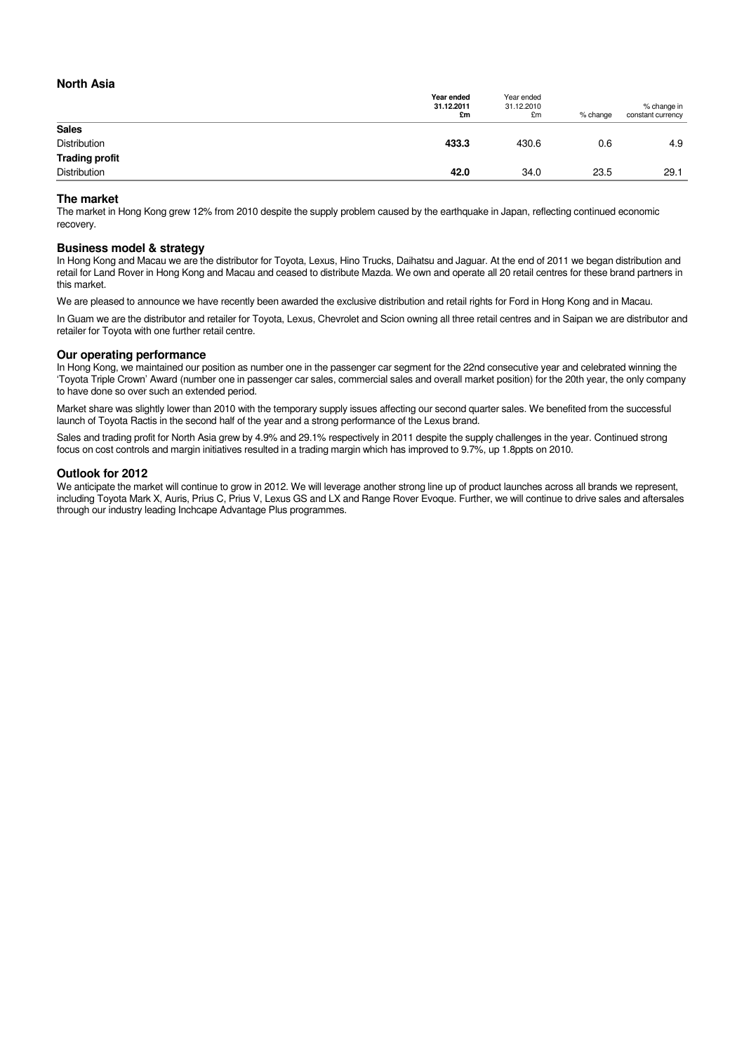## North Asia

| | Year ended 31.12.2011 £m | Year ended 31.12.2010 £m | % change | % change in constant currency |
|---|---|---|---|---|
| **Sales** | | | | |
| Distribution | **433.3** | 430.6 | 0.6 | 4.9 |
| **Trading profit** | | | | |
| Distribution | **42.0** | 34.0 | 23.5 | 29.1 |

### The market

The market in Hong Kong grew 12% from 2010 despite the supply problem caused by the earthquake in Japan, reflecting continued economic recovery.

### Business model & strategy

In Hong Kong and Macau we are the distributor for Toyota, Lexus, Hino Trucks, Daihatsu and Jaguar. At the end of 2011 we began distribution and retail for Land Rover in Hong Kong and Macau and ceased to distribute Mazda. We own and operate all 20 retail centres for these brand partners in this market.

We are pleased to announce we have recently been awarded the exclusive distribution and retail rights for Ford in Hong Kong and in Macau.

In Guam we are the distributor and retailer for Toyota, Lexus, Chevrolet and Scion owning all three retail centres and in Saipan we are distributor and retailer for Toyota with one further retail centre.

### Our operating performance

In Hong Kong, we maintained our position as number one in the passenger car segment for the 22nd consecutive year and celebrated winning the 'Toyota Triple Crown' Award (number one in passenger car sales, commercial sales and overall market position) for the 20th year, the only company to have done so over such an extended period.

Market share was slightly lower than 2010 with the temporary supply issues affecting our second quarter sales. We benefited from the successful launch of Toyota Ractis in the second half of the year and a strong performance of the Lexus brand.

Sales and trading profit for North Asia grew by 4.9% and 29.1% respectively in 2011 despite the supply challenges in the year. Continued strong focus on cost controls and margin initiatives resulted in a trading margin which has improved to 9.7%, up 1.8ppts on 2010.

### Outlook for 2012

We anticipate the market will continue to grow in 2012. We will leverage another strong line up of product launches across all brands we represent, including Toyota Mark X, Auris, Prius C, Prius V, Lexus GS and LX and Range Rover Evoque. Further, we will continue to drive sales and aftersales through our industry leading Inchcape Advantage Plus programmes.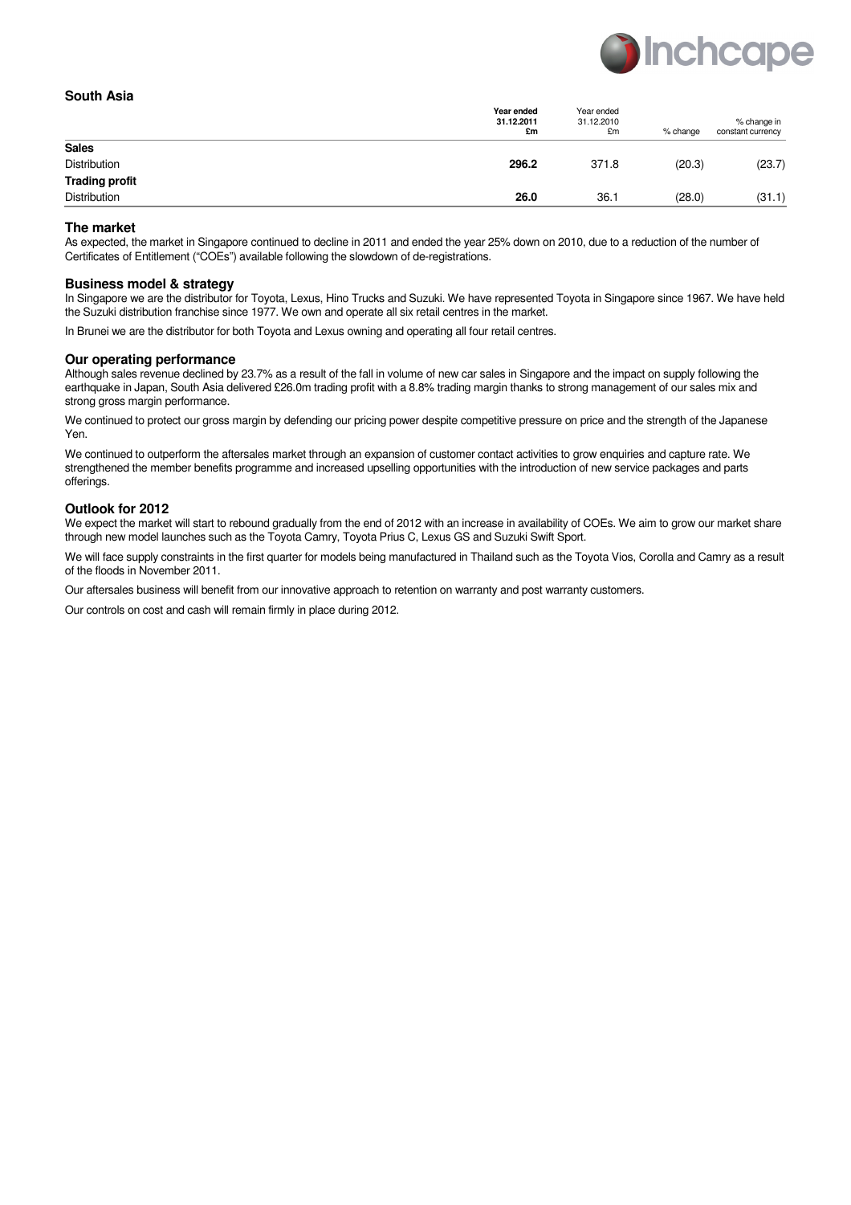## South Asia

| | Year ended 31.12.2011 £m | Year ended 31.12.2010 £m | % change | % change in constant currency |
|---|---|---|---|---|
| **Sales** | | | | |
| Distribution | **296.2** | 371.8 | (20.3) | (23.7) |
| **Trading profit** | | | | |
| Distribution | **26.0** | 36.1 | (28.0) | (31.1) |

### The market

As expected, the market in Singapore continued to decline in 2011 and ended the year 25% down on 2010, due to a reduction of the number of Certificates of Entitlement ("COEs") available following the slowdown of de-registrations.

### Business model & strategy

In Singapore we are the distributor for Toyota, Lexus, Hino Trucks and Suzuki. We have represented Toyota in Singapore since 1967. We have held the Suzuki distribution franchise since 1977. We own and operate all six retail centres in the market.

In Brunei we are the distributor for both Toyota and Lexus owning and operating all four retail centres.

### Our operating performance

Although sales revenue declined by 23.7% as a result of the fall in volume of new car sales in Singapore and the impact on supply following the earthquake in Japan, South Asia delivered £26.0m trading profit with a 8.8% trading margin thanks to strong management of our sales mix and strong gross margin performance.

We continued to protect our gross margin by defending our pricing power despite competitive pressure on price and the strength of the Japanese Yen.

We continued to outperform the aftersales market through an expansion of customer contact activities to grow enquiries and capture rate. We strengthened the member benefits programme and increased upselling opportunities with the introduction of new service packages and parts offerings.

### Outlook for 2012

We expect the market will start to rebound gradually from the end of 2012 with an increase in availability of COEs. We aim to grow our market share through new model launches such as the Toyota Camry, Toyota Prius C, Lexus GS and Suzuki Swift Sport.

We will face supply constraints in the first quarter for models being manufactured in Thailand such as the Toyota Vios, Corolla and Camry as a result of the floods in November 2011.

Our aftersales business will benefit from our innovative approach to retention on warranty and post warranty customers.

Our controls on cost and cash will remain firmly in place during 2012.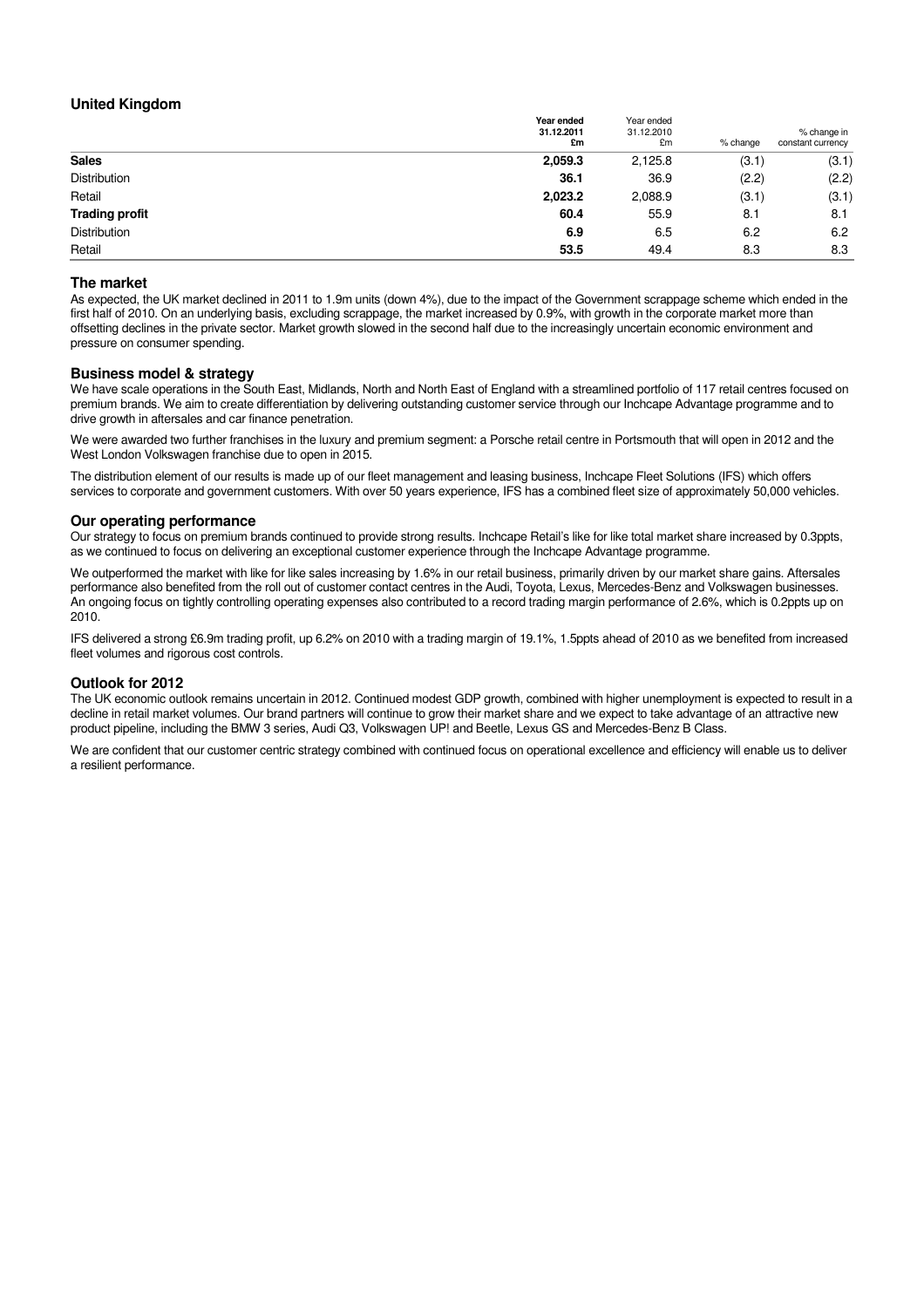## United Kingdom

| | Year ended 31.12.2011 £m | Year ended 31.12.2010 £m | % change | % change in constant currency |
|---|---|---|---|---|
| **Sales** | **2,059.3** | 2,125.8 | (3.1) | (3.1) |
| Distribution | **36.1** | 36.9 | (2.2) | (2.2) |
| Retail | **2,023.2** | 2,088.9 | (3.1) | (3.1) |
| **Trading profit** | **60.4** | 55.9 | 8.1 | 8.1 |
| Distribution | **6.9** | 6.5 | 6.2 | 6.2 |
| Retail | **53.5** | 49.4 | 8.3 | 8.3 |

### The market

As expected, the UK market declined in 2011 to 1.9m units (down 4%), due to the impact of the Government scrappage scheme which ended in the first half of 2010. On an underlying basis, excluding scrappage, the market increased by 0.9%, with growth in the corporate market more than offsetting declines in the private sector. Market growth slowed in the second half due to the increasingly uncertain economic environment and pressure on consumer spending.

### Business model & strategy

We have scale operations in the South East, Midlands, North and North East of England with a streamlined portfolio of 117 retail centres focused on premium brands. We aim to create differentiation by delivering outstanding customer service through our Inchcape Advantage programme and to drive growth in aftersales and car finance penetration.

We were awarded two further franchises in the luxury and premium segment: a Porsche retail centre in Portsmouth that will open in 2012 and the West London Volkswagen franchise due to open in 2015.

The distribution element of our results is made up of our fleet management and leasing business, Inchcape Fleet Solutions (IFS) which offers services to corporate and government customers. With over 50 years experience, IFS has a combined fleet size of approximately 50,000 vehicles.

### Our operating performance

Our strategy to focus on premium brands continued to provide strong results. Inchcape Retail's like for like total market share increased by 0.3ppts, as we continued to focus on delivering an exceptional customer experience through the Inchcape Advantage programme.

We outperformed the market with like for like sales increasing by 1.6% in our retail business, primarily driven by our market share gains. Aftersales performance also benefited from the roll out of customer contact centres in the Audi, Toyota, Lexus, Mercedes-Benz and Volkswagen businesses. An ongoing focus on tightly controlling operating expenses also contributed to a record trading margin performance of 2.6%, which is 0.2ppts up on 2010.

IFS delivered a strong £6.9m trading profit, up 6.2% on 2010 with a trading margin of 19.1%, 1.5ppts ahead of 2010 as we benefited from increased fleet volumes and rigorous cost controls.

### Outlook for 2012

The UK economic outlook remains uncertain in 2012. Continued modest GDP growth, combined with higher unemployment is expected to result in a decline in retail market volumes. Our brand partners will continue to grow their market share and we expect to take advantage of an attractive new product pipeline, including the BMW 3 series, Audi Q3, Volkswagen UP! and Beetle, Lexus GS and Mercedes-Benz B Class.

We are confident that our customer centric strategy combined with continued focus on operational excellence and efficiency will enable us to deliver a resilient performance.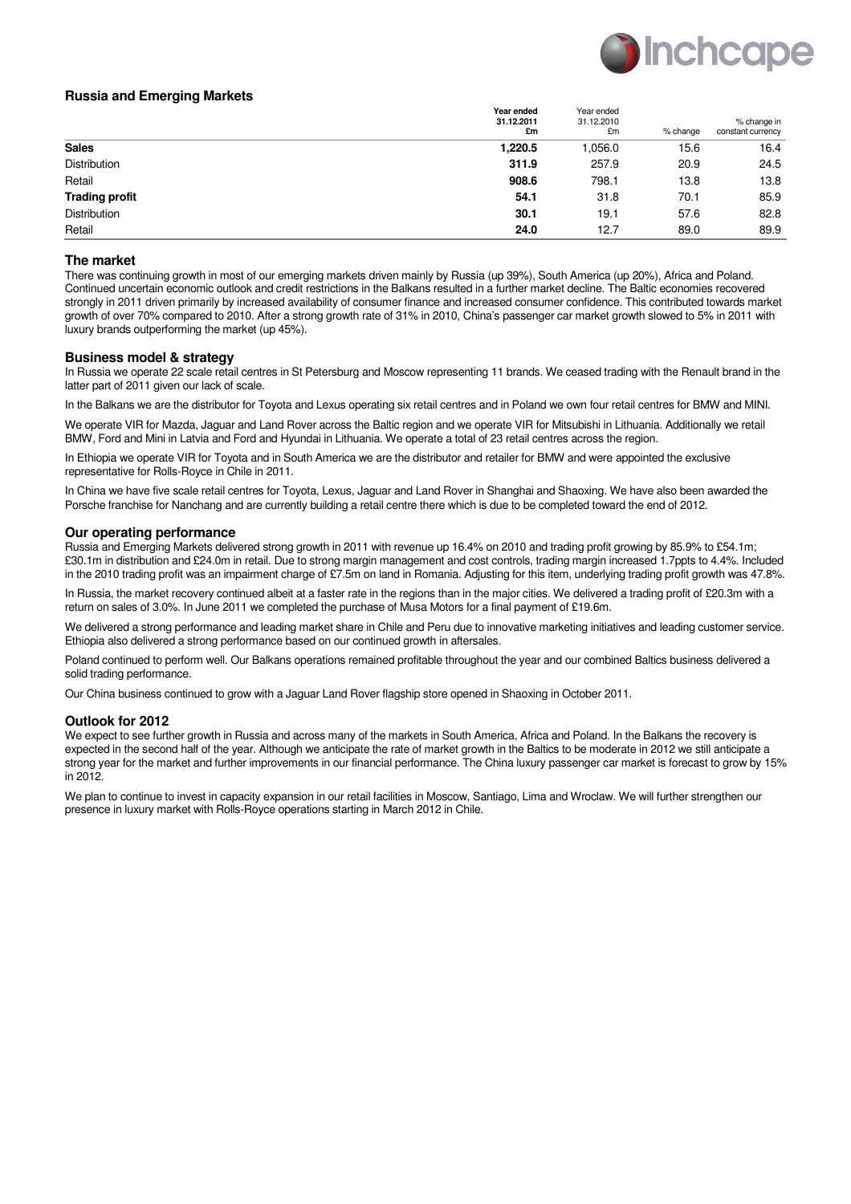## Russia and Emerging Markets

| | Year ended 31.12.2011 £m | Year ended 31.12.2010 £m | % change | % change in constant currency |
|---|---|---|---|---|
| **Sales** | **1,220.5** | 1,056.0 | 15.6 | 16.4 |
| Distribution | **311.9** | 257.9 | 20.9 | 24.5 |
| Retail | **908.6** | 798.1 | 13.8 | 13.8 |
| **Trading profit** | **54.1** | 31.8 | 70.1 | 85.9 |
| Distribution | **30.1** | 19.1 | 57.6 | 82.8 |
| Retail | **24.0** | 12.7 | 89.0 | 89.9 |

### The market

There was continuing growth in most of our emerging markets driven mainly by Russia (up 39%), South America (up 20%), Africa and Poland. Continued uncertain economic outlook and credit restrictions in the Balkans resulted in a further market decline. The Baltic economies recovered strongly in 2011 driven primarily by increased availability of consumer finance and increased consumer confidence. This contributed towards market growth of over 70% compared to 2010. After a strong growth rate of 31% in 2010, China's passenger car market growth slowed to 5% in 2011 with luxury brands outperforming the market (up 45%).

### Business model & strategy

In Russia we operate 22 scale retail centres in St Petersburg and Moscow representing 11 brands. We ceased trading with the Renault brand in the latter part of 2011 given our lack of scale.

In the Balkans we are the distributor for Toyota and Lexus operating six retail centres and in Poland we own four retail centres for BMW and MINI.

We operate VIR for Mazda, Jaguar and Land Rover across the Baltic region and we operate VIR for Mitsubishi in Lithuania. Additionally we retail BMW, Ford and Mini in Latvia and Ford and Hyundai in Lithuania. We operate a total of 23 retail centres across the region.

In Ethiopia we operate VIR for Toyota and in South America we are the distributor and retailer for BMW and were appointed the exclusive representative for Rolls-Royce in Chile in 2011.

In China we have five scale retail centres for Toyota, Lexus, Jaguar and Land Rover in Shanghai and Shaoxing. We have also been awarded the Porsche franchise for Nanchang and are currently building a retail centre there which is due to be completed toward the end of 2012.

### Our operating performance

Russia and Emerging Markets delivered strong growth in 2011 with revenue up 16.4% on 2010 and trading profit growing by 85.9% to £54.1m; £30.1m in distribution and £24.0m in retail. Due to strong margin management and cost controls, trading margin increased 1.7ppts to 4.4%. Included in the 2010 trading profit was an impairment charge of £7.5m on land in Romania. Adjusting for this item, underlying trading profit growth was 47.8%.

In Russia, the market recovery continued albeit at a faster rate in the regions than in the major cities. We delivered a trading profit of £20.3m with a return on sales of 3.0%. In June 2011 we completed the purchase of Musa Motors for a final payment of £19.6m.

We delivered a strong performance and leading market share in Chile and Peru due to innovative marketing initiatives and leading customer service. Ethiopia also delivered a strong performance based on our continued growth in aftersales.

Poland continued to perform well. Our Balkans operations remained profitable throughout the year and our combined Baltics business delivered a solid trading performance.

Our China business continued to grow with a Jaguar Land Rover flagship store opened in Shaoxing in October 2011.

### Outlook for 2012

We expect to see further growth in Russia and across many of the markets in South America, Africa and Poland. In the Balkans the recovery is expected in the second half of the year. Although we anticipate the rate of market growth in the Baltics to be moderate in 2012 we still anticipate a strong year for the market and further improvements in our financial performance. The China luxury passenger car market is forecast to grow by 15% in 2012.

We plan to continue to invest in capacity expansion in our retail facilities in Moscow, Santiago, Lima and Wroclaw. We will further strengthen our presence in luxury market with Rolls-Royce operations starting in March 2012 in Chile.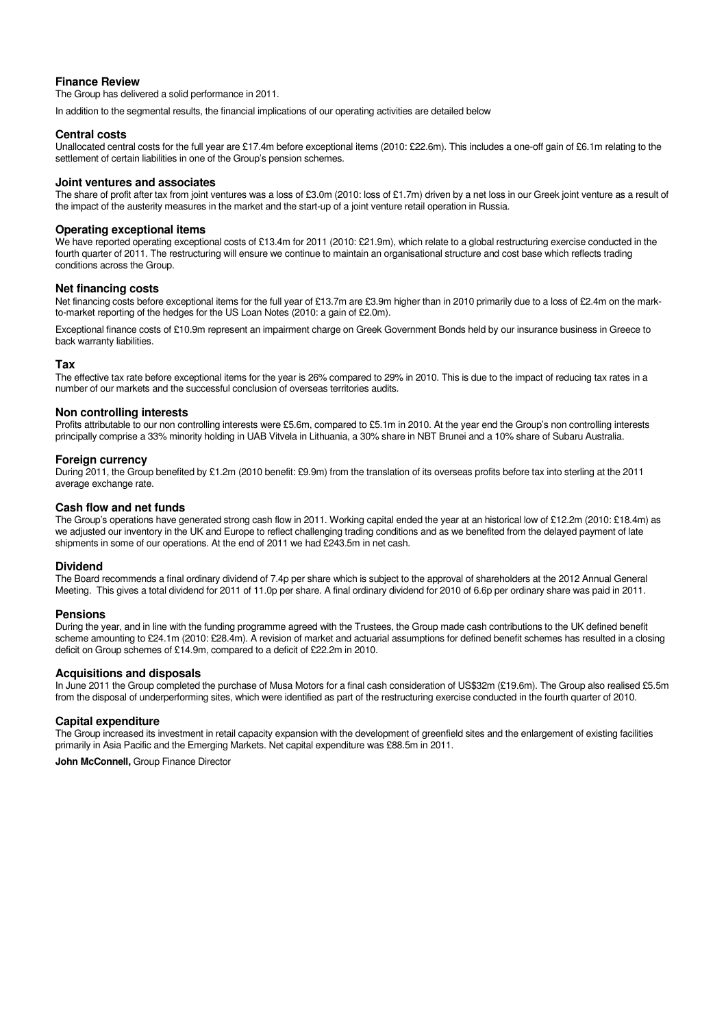## Finance Review

The Group has delivered a solid performance in 2011.

In addition to the segmental results, the financial implications of our operating activities are detailed below

### Central costs

Unallocated central costs for the full year are £17.4m before exceptional items (2010: £22.6m). This includes a one-off gain of £6.1m relating to the settlement of certain liabilities in one of the Group's pension schemes.

### Joint ventures and associates

The share of profit after tax from joint ventures was a loss of £3.0m (2010: loss of £1.7m) driven by a net loss in our Greek joint venture as a result of the impact of the austerity measures in the market and the start-up of a joint venture retail operation in Russia.

### Operating exceptional items

We have reported operating exceptional costs of £13.4m for 2011 (2010: £21.9m), which relate to a global restructuring exercise conducted in the fourth quarter of 2011. The restructuring will ensure we continue to maintain an organisational structure and cost base which reflects trading conditions across the Group.

### Net financing costs

Net financing costs before exceptional items for the full year of £13.7m are £3.9m higher than in 2010 primarily due to a loss of £2.4m on the mark-to-market reporting of the hedges for the US Loan Notes (2010: a gain of £2.0m).

Exceptional finance costs of £10.9m represent an impairment charge on Greek Government Bonds held by our insurance business in Greece to back warranty liabilities.

### Tax

The effective tax rate before exceptional items for the year is 26% compared to 29% in 2010. This is due to the impact of reducing tax rates in a number of our markets and the successful conclusion of overseas territories audits.

### Non controlling interests

Profits attributable to our non controlling interests were £5.6m, compared to £5.1m in 2010. At the year end the Group's non controlling interests principally comprise a 33% minority holding in UAB Vitvela in Lithuania, a 30% share in NBT Brunei and a 10% share of Subaru Australia.

### Foreign currency

During 2011, the Group benefited by £1.2m (2010 benefit: £9.9m) from the translation of its overseas profits before tax into sterling at the 2011 average exchange rate.

### Cash flow and net funds

The Group's operations have generated strong cash flow in 2011. Working capital ended the year at an historical low of £12.2m (2010: £18.4m) as we adjusted our inventory in the UK and Europe to reflect challenging trading conditions and as we benefited from the delayed payment of late shipments in some of our operations. At the end of 2011 we had £243.5m in net cash.

### Dividend

The Board recommends a final ordinary dividend of 7.4p per share which is subject to the approval of shareholders at the 2012 Annual General Meeting. This gives a total dividend for 2011 of 11.0p per share. A final ordinary dividend for 2010 of 6.6p per ordinary share was paid in 2011.

### Pensions

During the year, and in line with the funding programme agreed with the Trustees, the Group made cash contributions to the UK defined benefit scheme amounting to £24.1m (2010: £28.4m). A revision of market and actuarial assumptions for defined benefit schemes has resulted in a closing deficit on Group schemes of £14.9m, compared to a deficit of £22.2m in 2010.

### Acquisitions and disposals

In June 2011 the Group completed the purchase of Musa Motors for a final cash consideration of US$32m (£19.6m). The Group also realised £5.5m from the disposal of underperforming sites, which were identified as part of the restructuring exercise conducted in the fourth quarter of 2010.

### Capital expenditure

The Group increased its investment in retail capacity expansion with the development of greenfield sites and the enlargement of existing facilities primarily in Asia Pacific and the Emerging Markets. Net capital expenditure was £88.5m in 2011.

**John McConnell,** Group Finance Director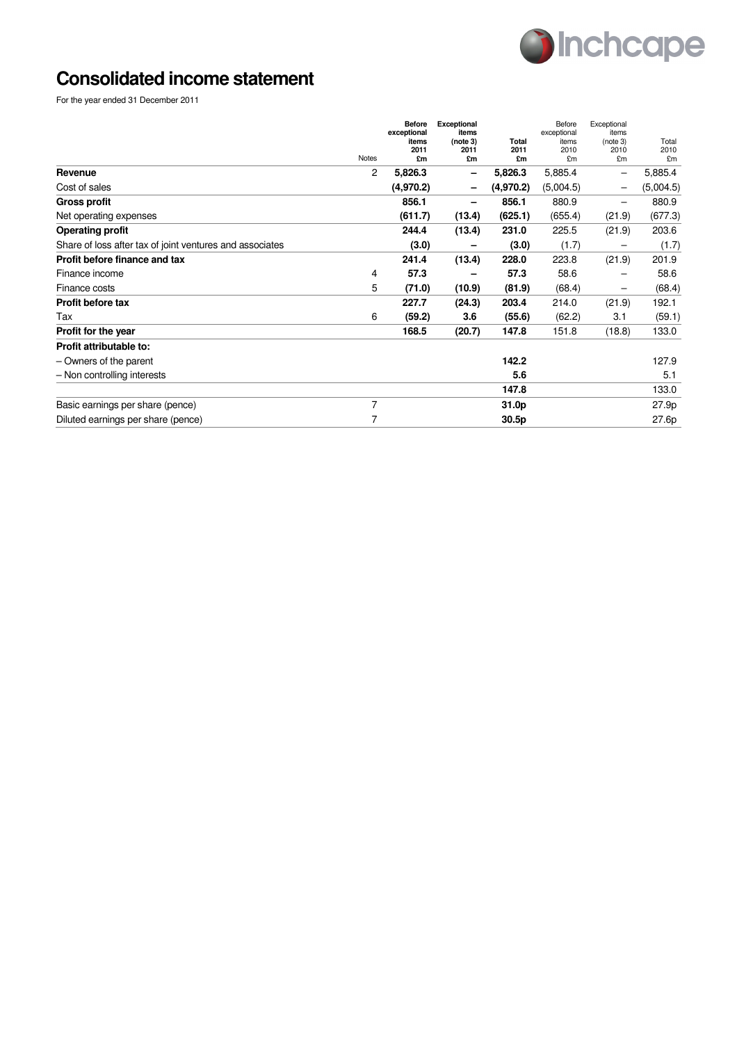# Consolidated income statement

For the year ended 31 December 2011

| | Notes | Before exceptional items 2011 £m | Exceptional items (note 3) 2011 £m | Total 2011 £m | Before exceptional items 2010 £m | Exceptional items (note 3) 2010 £m | Total 2010 £m |
|---|---|---|---|---|---|---|---|
| **Revenue** | 2 | **5,826.3** | **–** | **5,826.3** | 5,885.4 | – | 5,885.4 |
| Cost of sales | | **(4,970.2)** | **–** | **(4,970.2)** | (5,004.5) | – | (5,004.5) |
| **Gross profit** | | **856.1** | **–** | **856.1** | 880.9 | – | 880.9 |
| Net operating expenses | | **(611.7)** | **(13.4)** | **(625.1)** | (655.4) | (21.9) | (677.3) |
| **Operating profit** | | **244.4** | **(13.4)** | **231.0** | 225.5 | (21.9) | 203.6 |
| Share of loss after tax of joint ventures and associates | | **(3.0)** | **–** | **(3.0)** | (1.7) | – | (1.7) |
| **Profit before finance and tax** | | **241.4** | **(13.4)** | **228.0** | 223.8 | (21.9) | 201.9 |
| Finance income | 4 | **57.3** | **–** | **57.3** | 58.6 | – | 58.6 |
| Finance costs | 5 | **(71.0)** | **(10.9)** | **(81.9)** | (68.4) | – | (68.4) |
| **Profit before tax** | | **227.7** | **(24.3)** | **203.4** | 214.0 | (21.9) | 192.1 |
| Tax | 6 | **(59.2)** | **3.6** | **(55.6)** | (62.2) | 3.1 | (59.1) |
| **Profit for the year** | | **168.5** | **(20.7)** | **147.8** | 151.8 | (18.8) | 133.0 |
| **Profit attributable to:** | | | | | | | |
| – Owners of the parent | | | | **142.2** | | | 127.9 |
| – Non controlling interests | | | | **5.6** | | | 5.1 |
| | | | | **147.8** | | | 133.0 |
| Basic earnings per share (pence) | 7 | | | **31.0p** | | | 27.9p |
| Diluted earnings per share (pence) | 7 | | | **30.5p** | | | 27.6p |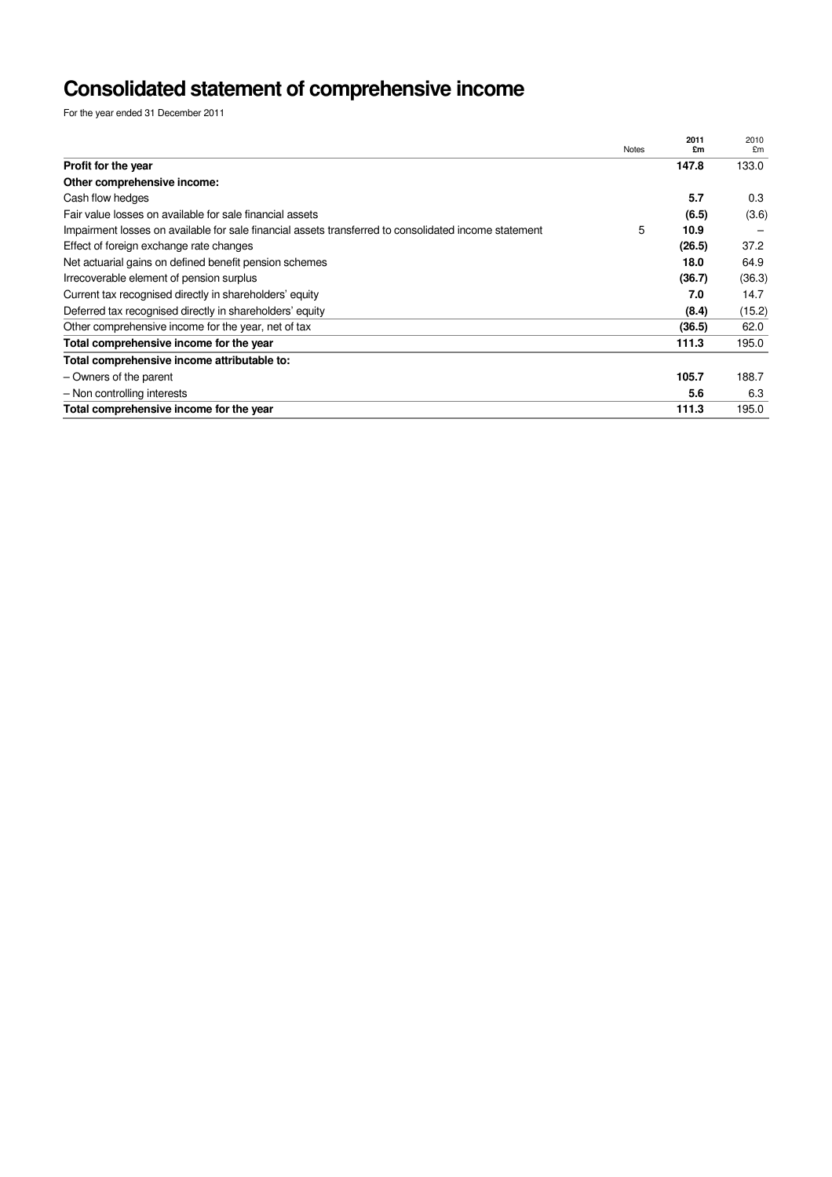# Consolidated statement of comprehensive income

For the year ended 31 December 2011

| | Notes | 2011 £m | 2010 £m |
|---|---|---|---|
| **Profit for the year** | | **147.8** | 133.0 |
| **Other comprehensive income:** | | | |
| Cash flow hedges | | **5.7** | 0.3 |
| Fair value losses on available for sale financial assets | | **(6.5)** | (3.6) |
| Impairment losses on available for sale financial assets transferred to consolidated income statement | 5 | **10.9** | – |
| Effect of foreign exchange rate changes | | **(26.5)** | 37.2 |
| Net actuarial gains on defined benefit pension schemes | | **18.0** | 64.9 |
| Irrecoverable element of pension surplus | | **(36.7)** | (36.3) |
| Current tax recognised directly in shareholders' equity | | **7.0** | 14.7 |
| Deferred tax recognised directly in shareholders' equity | | **(8.4)** | (15.2) |
| Other comprehensive income for the year, net of tax | | **(36.5)** | 62.0 |
| **Total comprehensive income for the year** | | **111.3** | 195.0 |
| **Total comprehensive income attributable to:** | | | |
| – Owners of the parent | | **105.7** | 188.7 |
| – Non controlling interests | | **5.6** | 6.3 |
| **Total comprehensive income for the year** | | **111.3** | 195.0 |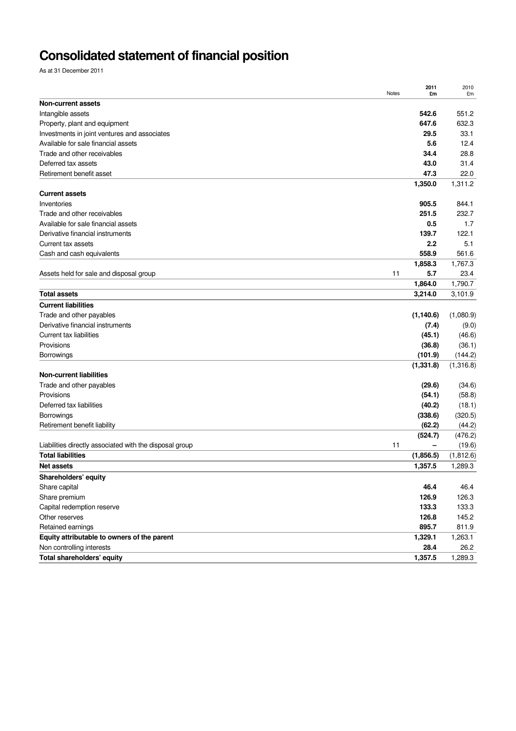# Consolidated statement of financial position

As at 31 December 2011

| | Notes | 2011 £m | 2010 £m |
|---|---|---|---|
| **Non-current assets** | | | |
| Intangible assets | | **542.6** | 551.2 |
| Property, plant and equipment | | **647.6** | 632.3 |
| Investments in joint ventures and associates | | **29.5** | 33.1 |
| Available for sale financial assets | | **5.6** | 12.4 |
| Trade and other receivables | | **34.4** | 28.8 |
| Deferred tax assets | | **43.0** | 31.4 |
| Retirement benefit asset | | **47.3** | 22.0 |
| | | **1,350.0** | 1,311.2 |
| **Current assets** | | | |
| Inventories | | **905.5** | 844.1 |
| Trade and other receivables | | **251.5** | 232.7 |
| Available for sale financial assets | | **0.5** | 1.7 |
| Derivative financial instruments | | **139.7** | 122.1 |
| Current tax assets | | **2.2** | 5.1 |
| Cash and cash equivalents | | **558.9** | 561.6 |
| | | **1,858.3** | 1,767.3 |
| Assets held for sale and disposal group | 11 | **5.7** | 23.4 |
| | | **1,864.0** | 1,790.7 |
| **Total assets** | | **3,214.0** | 3,101.9 |
| **Current liabilities** | | | |
| Trade and other payables | | **(1,140.6)** | (1,080.9) |
| Derivative financial instruments | | **(7.4)** | (9.0) |
| Current tax liabilities | | **(45.1)** | (46.6) |
| Provisions | | **(36.8)** | (36.1) |
| Borrowings | | **(101.9)** | (144.2) |
| | | **(1,331.8)** | (1,316.8) |
| **Non-current liabilities** | | | |
| Trade and other payables | | **(29.6)** | (34.6) |
| Provisions | | **(54.1)** | (58.8) |
| Deferred tax liabilities | | **(40.2)** | (18.1) |
| Borrowings | | **(338.6)** | (320.5) |
| Retirement benefit liability | | **(62.2)** | (44.2) |
| | | **(524.7)** | (476.2) |
| Liabilities directly associated with the disposal group | 11 | **–** | (19.6) |
| **Total liabilities** | | **(1,856.5)** | (1,812.6) |
| **Net assets** | | **1,357.5** | 1,289.3 |
| **Shareholders' equity** | | | |
| Share capital | | **46.4** | 46.4 |
| Share premium | | **126.9** | 126.3 |
| Capital redemption reserve | | **133.3** | 133.3 |
| Other reserves | | **126.8** | 145.2 |
| Retained earnings | | **895.7** | 811.9 |
| **Equity attributable to owners of the parent** | | **1,329.1** | 1,263.1 |
| Non controlling interests | | **28.4** | 26.2 |
| **Total shareholders' equity** | | **1,357.5** | 1,289.3 |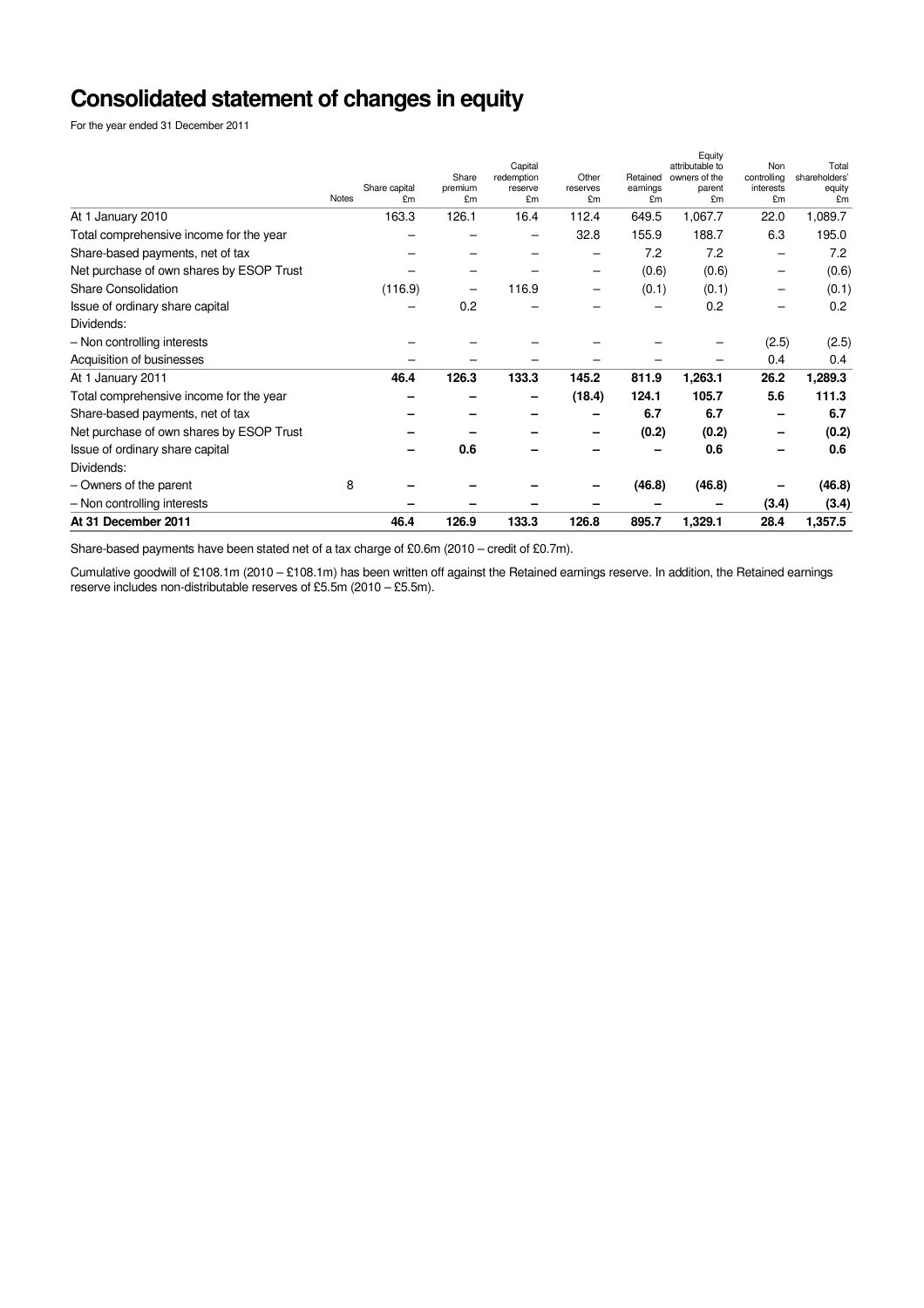# Consolidated statement of changes in equity

For the year ended 31 December 2011

| | Notes | Share capital £m | Share premium £m | Capital redemption reserve £m | Other reserves £m | Retained earnings £m | Equity attributable to owners of the parent £m | Non controlling interests £m | Total shareholders' equity £m |
|---|---|---|---|---|---|---|---|---|---|
| At 1 January 2010 | | 163.3 | 126.1 | 16.4 | 112.4 | 649.5 | 1,067.7 | 22.0 | 1,089.7 |
| Total comprehensive income for the year | | – | – | – | 32.8 | 155.9 | 188.7 | 6.3 | 195.0 |
| Share-based payments, net of tax | | – | – | – | – | 7.2 | 7.2 | – | 7.2 |
| Net purchase of own shares by ESOP Trust | | – | – | – | – | (0.6) | (0.6) | – | (0.6) |
| Share Consolidation | | (116.9) | – | 116.9 | – | (0.1) | (0.1) | – | (0.1) |
| Issue of ordinary share capital | | – | 0.2 | – | – | – | 0.2 | – | 0.2 |
| Dividends: | | | | | | | | | |
| – Non controlling interests | | – | – | – | – | – | – | (2.5) | (2.5) |
| Acquisition of businesses | | – | – | – | – | – | – | 0.4 | 0.4 |
| At 1 January 2011 | | **46.4** | **126.3** | **133.3** | **145.2** | **811.9** | **1,263.1** | **26.2** | **1,289.3** |
| Total comprehensive income for the year | | **–** | **–** | **–** | **(18.4)** | **124.1** | **105.7** | **5.6** | **111.3** |
| Share-based payments, net of tax | | **–** | **–** | **–** | **–** | **6.7** | **6.7** | **–** | **6.7** |
| Net purchase of own shares by ESOP Trust | | **–** | **–** | **–** | **–** | **(0.2)** | **(0.2)** | **–** | **(0.2)** |
| Issue of ordinary share capital | | **–** | **0.6** | **–** | **–** | **–** | **0.6** | **–** | **0.6** |
| Dividends: | | | | | | | | | |
| – Owners of the parent | 8 | **–** | **–** | **–** | **–** | **(46.8)** | **(46.8)** | **–** | **(46.8)** |
| – Non controlling interests | | **–** | **–** | **–** | **–** | **–** | **–** | **(3.4)** | **(3.4)** |
| **At 31 December 2011** | | **46.4** | **126.9** | **133.3** | **126.8** | **895.7** | **1,329.1** | **28.4** | **1,357.5** |

Share-based payments have been stated net of a tax charge of £0.6m (2010 – credit of £0.7m).

Cumulative goodwill of £108.1m (2010 – £108.1m) has been written off against the Retained earnings reserve. In addition, the Retained earnings reserve includes non-distributable reserves of £5.5m (2010 – £5.5m).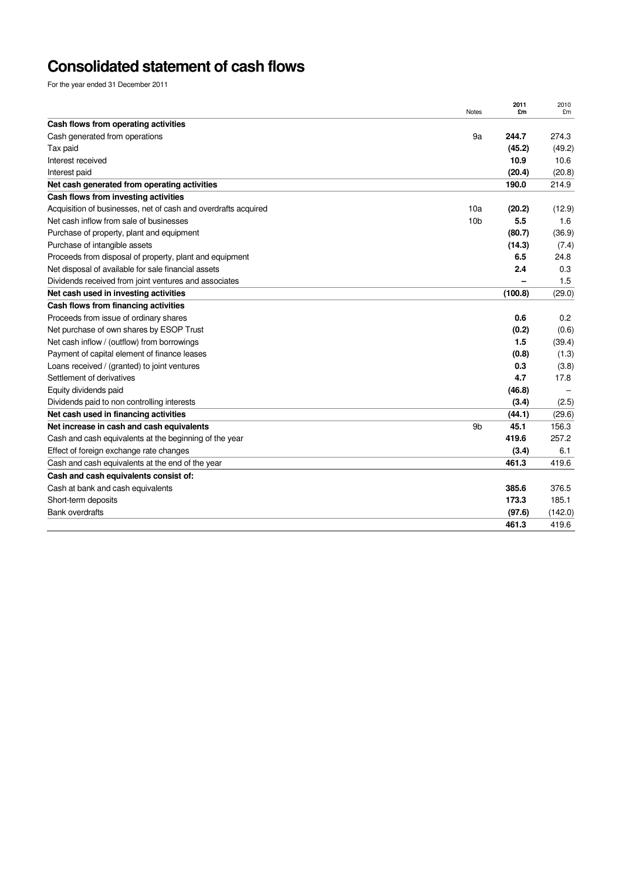# Consolidated statement of cash flows

For the year ended 31 December 2011

| | Notes | 2011 £m | 2010 £m |
|---|---|---|---|
| **Cash flows from operating activities** | | | |
| Cash generated from operations | 9a | **244.7** | 274.3 |
| Tax paid | | **(45.2)** | (49.2) |
| Interest received | | **10.9** | 10.6 |
| Interest paid | | **(20.4)** | (20.8) |
| **Net cash generated from operating activities** | | **190.0** | 214.9 |
| **Cash flows from investing activities** | | | |
| Acquisition of businesses, net of cash and overdrafts acquired | 10a | **(20.2)** | (12.9) |
| Net cash inflow from sale of businesses | 10b | **5.5** | 1.6 |
| Purchase of property, plant and equipment | | **(80.7)** | (36.9) |
| Purchase of intangible assets | | **(14.3)** | (7.4) |
| Proceeds from disposal of property, plant and equipment | | **6.5** | 24.8 |
| Net disposal of available for sale financial assets | | **2.4** | 0.3 |
| Dividends received from joint ventures and associates | | **–** | 1.5 |
| **Net cash used in investing activities** | | **(100.8)** | (29.0) |
| **Cash flows from financing activities** | | | |
| Proceeds from issue of ordinary shares | | **0.6** | 0.2 |
| Net purchase of own shares by ESOP Trust | | **(0.2)** | (0.6) |
| Net cash inflow / (outflow) from borrowings | | **1.5** | (39.4) |
| Payment of capital element of finance leases | | **(0.8)** | (1.3) |
| Loans received / (granted) to joint ventures | | **0.3** | (3.8) |
| Settlement of derivatives | | **4.7** | 17.8 |
| Equity dividends paid | | **(46.8)** | – |
| Dividends paid to non controlling interests | | **(3.4)** | (2.5) |
| **Net cash used in financing activities** | | **(44.1)** | (29.6) |
| **Net increase in cash and cash equivalents** | 9b | **45.1** | 156.3 |
| Cash and cash equivalents at the beginning of the year | | **419.6** | 257.2 |
| Effect of foreign exchange rate changes | | **(3.4)** | 6.1 |
| Cash and cash equivalents at the end of the year | | **461.3** | 419.6 |
| **Cash and cash equivalents consist of:** | | | |
| Cash at bank and cash equivalents | | **385.6** | 376.5 |
| Short-term deposits | | **173.3** | 185.1 |
| Bank overdrafts | | **(97.6)** | (142.0) |
| | | **461.3** | 419.6 |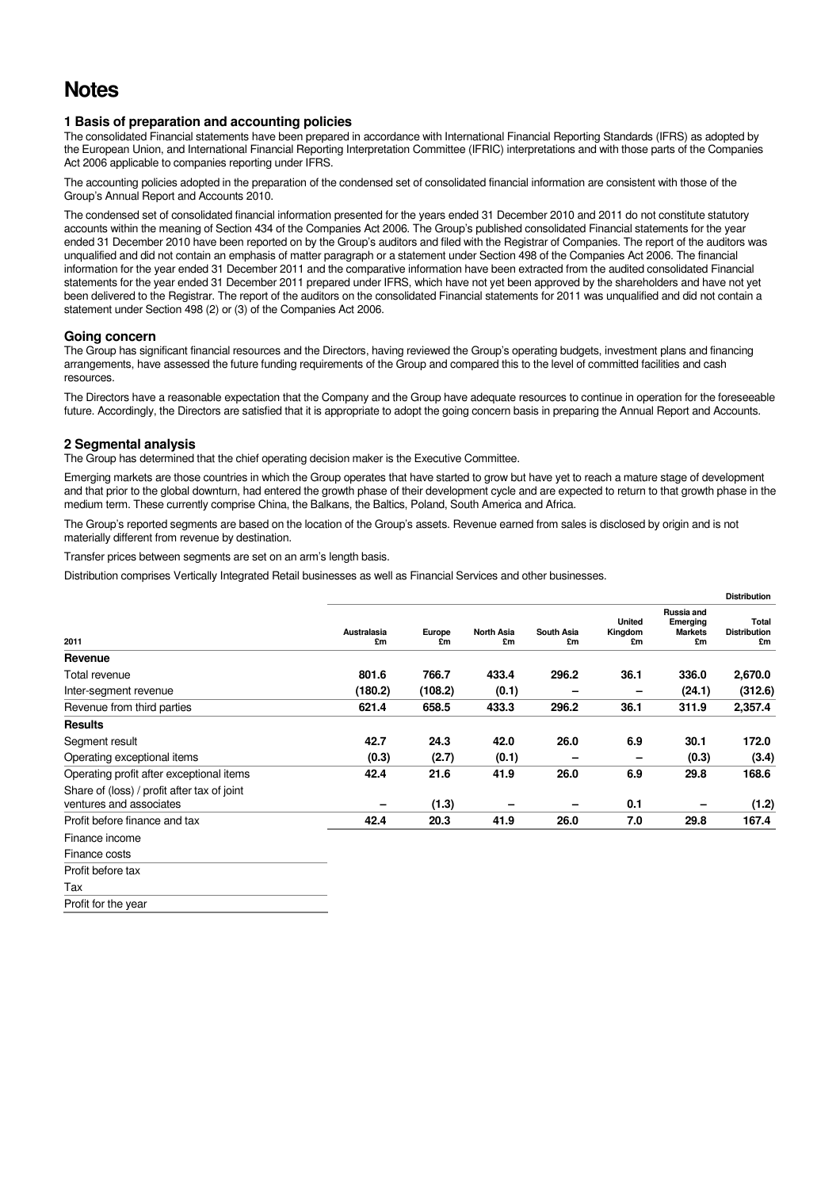# Notes

## 1 Basis of preparation and accounting policies

The consolidated Financial statements have been prepared in accordance with International Financial Reporting Standards (IFRS) as adopted by the European Union, and International Financial Reporting Interpretation Committee (IFRIC) interpretations and with those parts of the Companies Act 2006 applicable to companies reporting under IFRS.

The accounting policies adopted in the preparation of the condensed set of consolidated financial information are consistent with those of the Group's Annual Report and Accounts 2010.

The condensed set of consolidated financial information presented for the years ended 31 December 2010 and 2011 do not constitute statutory accounts within the meaning of Section 434 of the Companies Act 2006. The Group's published consolidated Financial statements for the year ended 31 December 2010 have been reported on by the Group's auditors and filed with the Registrar of Companies. The report of the auditors was unqualified and did not contain an emphasis of matter paragraph or a statement under Section 498 of the Companies Act 2006. The financial information for the year ended 31 December 2011 and the comparative information have been extracted from the audited consolidated Financial statements for the year ended 31 December 2011 prepared under IFRS, which have not yet been approved by the shareholders and have not yet been delivered to the Registrar. The report of the auditors on the consolidated Financial statements for 2011 was unqualified and did not contain a statement under Section 498 (2) or (3) of the Companies Act 2006.

### Going concern

The Group has significant financial resources and the Directors, having reviewed the Group's operating budgets, investment plans and financing arrangements, have assessed the future funding requirements of the Group and compared this to the level of committed facilities and cash resources.

The Directors have a reasonable expectation that the Company and the Group have adequate resources to continue in operation for the foreseeable future. Accordingly, the Directors are satisfied that it is appropriate to adopt the going concern basis in preparing the Annual Report and Accounts.

## 2 Segmental analysis

The Group has determined that the chief operating decision maker is the Executive Committee.

Emerging markets are those countries in which the Group operates that have started to grow but have yet to reach a mature stage of development and that prior to the global downturn, had entered the growth phase of their development cycle and are expected to return to that growth phase in the medium term. These currently comprise China, the Balkans, the Baltics, Poland, South America and Africa.

The Group's reported segments are based on the location of the Group's assets. Revenue earned from sales is disclosed by origin and is not materially different from revenue by destination.

Transfer prices between segments are set on an arm's length basis.

Distribution comprises Vertically Integrated Retail businesses as well as Financial Services and other businesses.

| | Distribution | | | | | | |
|---|---|---|---|---|---|---|---|
| **2011** | **Australasia £m** | **Europe £m** | **North Asia £m** | **South Asia £m** | **United Kingdom £m** | **Russia and Emerging Markets £m** | **Total Distribution £m** |
| **Revenue** | | | | | | | |
| Total revenue | **801.6** | **766.7** | **433.4** | **296.2** | **36.1** | **336.0** | **2,670.0** |
| Inter-segment revenue | **(180.2)** | **(108.2)** | **(0.1)** | **–** | **–** | **(24.1)** | **(312.6)** |
| Revenue from third parties | **621.4** | **658.5** | **433.3** | **296.2** | **36.1** | **311.9** | **2,357.4** |
| **Results** | | | | | | | |
| Segment result | **42.7** | **24.3** | **42.0** | **26.0** | **6.9** | **30.1** | **172.0** |
| Operating exceptional items | **(0.3)** | **(2.7)** | **(0.1)** | **–** | **–** | **(0.3)** | **(3.4)** |
| Operating profit after exceptional items | **42.4** | **21.6** | **41.9** | **26.0** | **6.9** | **29.8** | **168.6** |
| Share of (loss) / profit after tax of joint ventures and associates | **–** | **(1.3)** | **–** | **–** | **0.1** | **–** | **(1.2)** |
| Profit before finance and tax | **42.4** | **20.3** | **41.9** | **26.0** | **7.0** | **29.8** | **167.4** |
| Finance income | | | | | | | |
| Finance costs | | | | | | | |
| Profit before tax | | | | | | | |
| Tax | | | | | | | |
| Profit for the year | | | | | | | |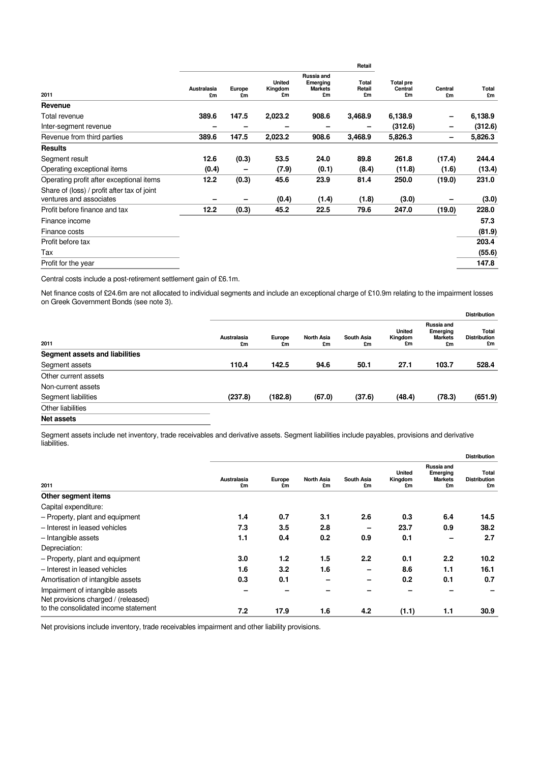| 2011 | Australasia £m | Europe £m | United Kingdom £m | Russia and Emerging Markets £m | Retail Total Retail £m | Total pre Central £m | Central £m | Total £m |
|---|---|---|---|---|---|---|---|---|
| **Revenue** | | | | | | | | |
| Total revenue | **389.6** | **147.5** | **2,023.2** | **908.6** | **3,468.9** | **6,138.9** | **–** | **6,138.9** |
| Inter-segment revenue | **–** | **–** | **–** | **–** | **–** | **(312.6)** | **–** | **(312.6)** |
| Revenue from third parties | **389.6** | **147.5** | **2,023.2** | **908.6** | **3,468.9** | **5,826.3** | **–** | **5,826.3** |
| **Results** | | | | | | | | |
| Segment result | **12.6** | **(0.3)** | **53.5** | **24.0** | **89.8** | **261.8** | **(17.4)** | **244.4** |
| Operating exceptional items | **(0.4)** | **–** | **(7.9)** | **(0.1)** | **(8.4)** | **(11.8)** | **(1.6)** | **(13.4)** |
| Operating profit after exceptional items | **12.2** | **(0.3)** | **45.6** | **23.9** | **81.4** | **250.0** | **(19.0)** | **231.0** |
| Share of (loss) / profit after tax of joint ventures and associates | **–** | **–** | **(0.4)** | **(1.4)** | **(1.8)** | **(3.0)** | **–** | **(3.0)** |
| Profit before finance and tax | **12.2** | **(0.3)** | **45.2** | **22.5** | **79.6** | **247.0** | **(19.0)** | **228.0** |
| Finance income | | | | | | | | **57.3** |
| Finance costs | | | | | | | | **(81.9)** |
| Profit before tax | | | | | | | | **203.4** |
| Tax | | | | | | | | **(55.6)** |
| Profit for the year | | | | | | | | **147.8** |

Central costs include a post-retirement settlement gain of £6.1m.

Net finance costs of £24.6m are not allocated to individual segments and include an exceptional charge of £10.9m relating to the impairment losses on Greek Government Bonds (see note 3).

| 2011 | Australasia £m | Europe £m | North Asia £m | South Asia £m | United Kingdom £m | Russia and Emerging Markets £m | Distribution Total Distribution £m |
|---|---|---|---|---|---|---|---|
| **Segment assets and liabilities** | | | | | | | |
| Segment assets | **110.4** | **142.5** | **94.6** | **50.1** | **27.1** | **103.7** | **528.4** |
| Other current assets | | | | | | | |
| Non-current assets | | | | | | | |
| Segment liabilities | **(237.8)** | **(182.8)** | **(67.0)** | **(37.6)** | **(48.4)** | **(78.3)** | **(651.9)** |
| Other liabilities | | | | | | | |
| **Net assets** | | | | | | | |

Segment assets include net inventory, trade receivables and derivative assets. Segment liabilities include payables, provisions and derivative liabilities.

| 2011 | Australasia £m | Europe £m | North Asia £m | South Asia £m | United Kingdom £m | Russia and Emerging Markets £m | Distribution Total Distribution £m |
|---|---|---|---|---|---|---|---|
| **Other segment items** | | | | | | | |
| Capital expenditure: | | | | | | | |
| – Property, plant and equipment | **1.4** | **0.7** | **3.1** | **2.6** | **0.3** | **6.4** | **14.5** |
| – Interest in leased vehicles | **7.3** | **3.5** | **2.8** | **–** | **23.7** | **0.9** | **38.2** |
| – Intangible assets | **1.1** | **0.4** | **0.2** | **0.9** | **0.1** | **–** | **2.7** |
| Depreciation: | | | | | | | |
| – Property, plant and equipment | **3.0** | **1.2** | **1.5** | **2.2** | **0.1** | **2.2** | **10.2** |
| – Interest in leased vehicles | **1.6** | **3.2** | **1.6** | **–** | **8.6** | **1.1** | **16.1** |
| Amortisation of intangible assets | **0.3** | **0.1** | **–** | **–** | **0.2** | **0.1** | **0.7** |
| Impairment of intangible assets | **–** | **–** | **–** | **–** | **–** | **–** | **–** |
| Net provisions charged / (released) to the consolidated income statement | **7.2** | **17.9** | **1.6** | **4.2** | **(1.1)** | **1.1** | **30.9** |

Net provisions include inventory, trade receivables impairment and other liability provisions.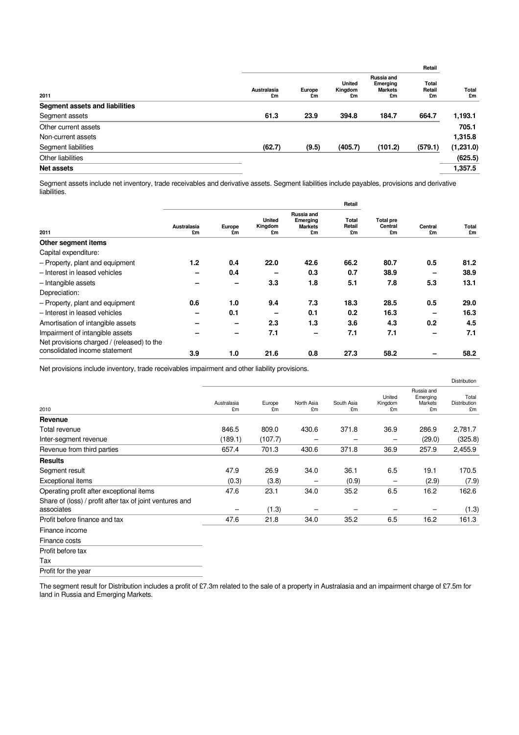| 2011 | Australasia £m | Europe £m | United Kingdom £m | Russia and Emerging Markets £m | Retail Total Retail £m | Total £m |
|---|---|---|---|---|---|---|
| **Segment assets and liabilities** | | | | | | |
| Segment assets | **61.3** | **23.9** | **394.8** | **184.7** | **664.7** | **1,193.1** |
| Other current assets | | | | | | **705.1** |
| Non-current assets | | | | | | **1,315.8** |
| Segment liabilities | **(62.7)** | **(9.5)** | **(405.7)** | **(101.2)** | **(579.1)** | **(1,231.0)** |
| Other liabilities | | | | | | **(625.5)** |
| **Net assets** | | | | | | **1,357.5** |

Segment assets include net inventory, trade receivables and derivative assets. Segment liabilities include payables, provisions and derivative liabilities.

| 2011 | Australasia £m | Europe £m | United Kingdom £m | Russia and Emerging Markets £m | Retail Total Retail £m | Total pre Central £m | Central £m | Total £m |
|---|---|---|---|---|---|---|---|---|
| **Other segment items** | | | | | | | | |
| Capital expenditure: | | | | | | | | |
| – Property, plant and equipment | **1.2** | **0.4** | **22.0** | **42.6** | **66.2** | **80.7** | **0.5** | **81.2** |
| – Interest in leased vehicles | **–** | **0.4** | **–** | **0.3** | **0.7** | **38.9** | **–** | **38.9** |
| – Intangible assets | **–** | **–** | **3.3** | **1.8** | **5.1** | **7.8** | **5.3** | **13.1** |
| Depreciation: | | | | | | | | |
| – Property, plant and equipment | **0.6** | **1.0** | **9.4** | **7.3** | **18.3** | **28.5** | **0.5** | **29.0** |
| – Interest in leased vehicles | **–** | **0.1** | **–** | **0.1** | **0.2** | **16.3** | **–** | **16.3** |
| Amortisation of intangible assets | **–** | **–** | **2.3** | **1.3** | **3.6** | **4.3** | **0.2** | **4.5** |
| Impairment of intangible assets | **–** | **–** | **7.1** | **–** | **7.1** | **7.1** | **–** | **7.1** |
| Net provisions charged / (released) to the consolidated income statement | **3.9** | **1.0** | **21.6** | **0.8** | **27.3** | **58.2** | **–** | **58.2** |

Net provisions include inventory, trade receivables impairment and other liability provisions.

| 2010 | Australasia £m | Europe £m | North Asia £m | South Asia £m | United Kingdom £m | Russia and Emerging Markets £m | Distribution Total Distribution £m |
|---|---|---|---|---|---|---|---|
| **Revenue** | | | | | | | |
| Total revenue | 846.5 | 809.0 | 430.6 | 371.8 | 36.9 | 286.9 | 2,781.7 |
| Inter-segment revenue | (189.1) | (107.7) | – | – | – | (29.0) | (325.8) |
| Revenue from third parties | 657.4 | 701.3 | 430.6 | 371.8 | 36.9 | 257.9 | 2,455.9 |
| **Results** | | | | | | | |
| Segment result | 47.9 | 26.9 | 34.0 | 36.1 | 6.5 | 19.1 | 170.5 |
| Exceptional items | (0.3) | (3.8) | – | (0.9) | – | (2.9) | (7.9) |
| Operating profit after exceptional items | 47.6 | 23.1 | 34.0 | 35.2 | 6.5 | 16.2 | 162.6 |
| Share of (loss) / profit after tax of joint ventures and associates | – | (1.3) | – | – | – | – | (1.3) |
| Profit before finance and tax | 47.6 | 21.8 | 34.0 | 35.2 | 6.5 | 16.2 | 161.3 |
| Finance income | | | | | | | |
| Finance costs | | | | | | | |
| Profit before tax | | | | | | | |
| Tax | | | | | | | |
| Profit for the year | | | | | | | |

The segment result for Distribution includes a profit of £7.3m related to the sale of a property in Australasia and an impairment charge of £7.5m for land in Russia and Emerging Markets.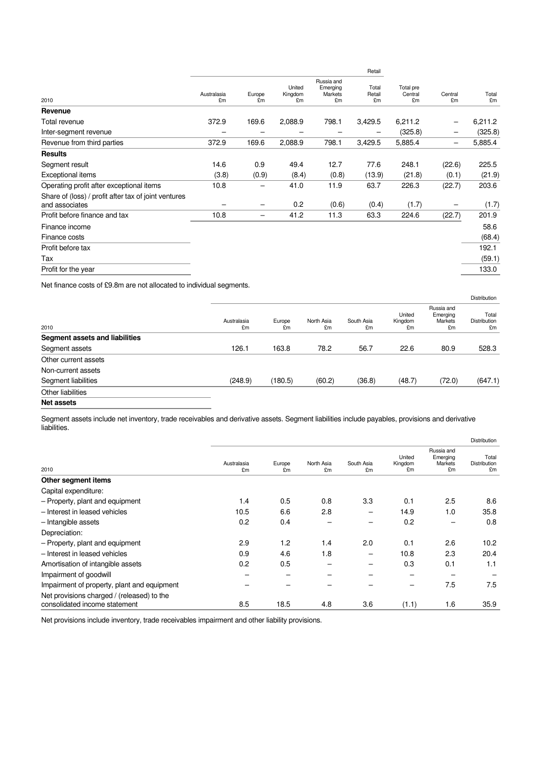| 2010 | Retail | | | | | | | |
|---|---|---|---|---|---|---|---|---|
| | Australasia £m | Europe £m | United Kingdom £m | Russia and Emerging Markets £m | Total Retail £m | Total pre Central £m | Central £m | Total £m |
| **Revenue** | | | | | | | | |
| Total revenue | 372.9 | 169.6 | 2,088.9 | 798.1 | 3,429.5 | 6,211.2 | – | 6,211.2 |
| Inter-segment revenue | – | – | – | – | – | (325.8) | – | (325.8) |
| Revenue from third parties | 372.9 | 169.6 | 2,088.9 | 798.1 | 3,429.5 | 5,885.4 | – | 5,885.4 |
| **Results** | | | | | | | | |
| Segment result | 14.6 | 0.9 | 49.4 | 12.7 | 77.6 | 248.1 | (22.6) | 225.5 |
| Exceptional items | (3.8) | (0.9) | (8.4) | (0.8) | (13.9) | (21.8) | (0.1) | (21.9) |
| Operating profit after exceptional items | 10.8 | – | 41.0 | 11.9 | 63.7 | 226.3 | (22.7) | 203.6 |
| Share of (loss) / profit after tax of joint ventures and associates | – | – | 0.2 | (0.6) | (0.4) | (1.7) | – | (1.7) |
| Profit before finance and tax | 10.8 | – | 41.2 | 11.3 | 63.3 | 224.6 | (22.7) | 201.9 |
| Finance income | | | | | | | | 58.6 |
| Finance costs | | | | | | | | (68.4) |
| Profit before tax | | | | | | | | 192.1 |
| Tax | | | | | | | | (59.1) |
| Profit for the year | | | | | | | | 133.0 |

Net finance costs of £9.8m are not allocated to individual segments.

| 2010 | Distribution | | | | | | |
|---|---|---|---|---|---|---|---|
| | Australasia £m | Europe £m | North Asia £m | South Asia £m | United Kingdom £m | Russia and Emerging Markets £m | Total Distribution £m |
| **Segment assets and liabilities** | | | | | | | |
| Segment assets | 126.1 | 163.8 | 78.2 | 56.7 | 22.6 | 80.9 | 528.3 |
| Other current assets | | | | | | | |
| Non-current assets | | | | | | | |
| Segment liabilities | (248.9) | (180.5) | (60.2) | (36.8) | (48.7) | (72.0) | (647.1) |
| Other liabilities | | | | | | | |
| **Net assets** | | | | | | | |

Segment assets include net inventory, trade receivables and derivative assets. Segment liabilities include payables, provisions and derivative liabilities.

| 2010 | Distribution | | | | | | |
|---|---|---|---|---|---|---|---|
| | Australasia £m | Europe £m | North Asia £m | South Asia £m | United Kingdom £m | Russia and Emerging Markets £m | Total Distribution £m |
| **Other segment items** | | | | | | | |
| Capital expenditure: | | | | | | | |
| – Property, plant and equipment | 1.4 | 0.5 | 0.8 | 3.3 | 0.1 | 2.5 | 8.6 |
| – Interest in leased vehicles | 10.5 | 6.6 | 2.8 | – | 14.9 | 1.0 | 35.8 |
| – Intangible assets | 0.2 | 0.4 | – | – | 0.2 | – | 0.8 |
| Depreciation: | | | | | | | |
| – Property, plant and equipment | 2.9 | 1.2 | 1.4 | 2.0 | 0.1 | 2.6 | 10.2 |
| – Interest in leased vehicles | 0.9 | 4.6 | 1.8 | – | 10.8 | 2.3 | 20.4 |
| Amortisation of intangible assets | 0.2 | 0.5 | – | – | 0.3 | 0.1 | 1.1 |
| Impairment of goodwill | – | – | – | – | – | – | – |
| Impairment of property, plant and equipment | – | – | – | – | – | 7.5 | 7.5 |
| Net provisions charged / (released) to the consolidated income statement | 8.5 | 18.5 | 4.8 | 3.6 | (1.1) | 1.6 | 35.9 |

Net provisions include inventory, trade receivables impairment and other liability provisions.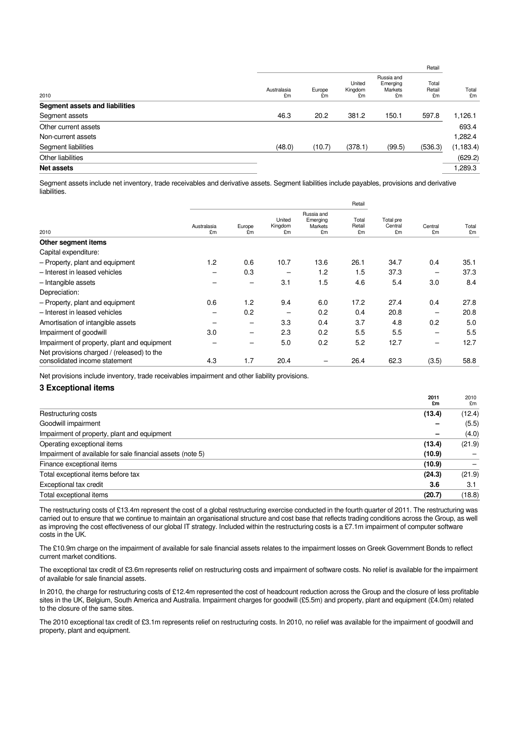| 2010 | Retail | | | | | |
|---|---|---|---|---|---|---|
| | Australasia £m | Europe £m | United Kingdom £m | Russia and Emerging Markets £m | Total Retail £m | Total £m |
| **Segment assets and liabilities** | | | | | | |
| Segment assets | 46.3 | 20.2 | 381.2 | 150.1 | 597.8 | 1,126.1 |
| Other current assets | | | | | | 693.4 |
| Non-current assets | | | | | | 1,282.4 |
| Segment liabilities | (48.0) | (10.7) | (378.1) | (99.5) | (536.3) | (1,183.4) |
| Other liabilities | | | | | | (629.2) |
| **Net assets** | | | | | | 1,289.3 |

Segment assets include net inventory, trade receivables and derivative assets. Segment liabilities include payables, provisions and derivative liabilities.

| 2010 | Retail | | | | | | | |
|---|---|---|---|---|---|---|---|---|
| | Australasia £m | Europe £m | United Kingdom £m | Russia and Emerging Markets £m | Total Retail £m | Total pre Central £m | Central £m | Total £m |
| **Other segment items** | | | | | | | | |
| Capital expenditure: | | | | | | | | |
| – Property, plant and equipment | 1.2 | 0.6 | 10.7 | 13.6 | 26.1 | 34.7 | 0.4 | 35.1 |
| – Interest in leased vehicles | – | 0.3 | – | 1.2 | 1.5 | 37.3 | – | 37.3 |
| – Intangible assets | – | – | 3.1 | 1.5 | 4.6 | 5.4 | 3.0 | 8.4 |
| Depreciation: | | | | | | | | |
| – Property, plant and equipment | 0.6 | 1.2 | 9.4 | 6.0 | 17.2 | 27.4 | 0.4 | 27.8 |
| – Interest in leased vehicles | – | 0.2 | – | 0.2 | 0.4 | 20.8 | – | 20.8 |
| Amortisation of intangible assets | – | – | 3.3 | 0.4 | 3.7 | 4.8 | 0.2 | 5.0 |
| Impairment of goodwill | 3.0 | – | 2.3 | 0.2 | 5.5 | 5.5 | – | 5.5 |
| Impairment of property, plant and equipment | – | – | 5.0 | 0.2 | 5.2 | 12.7 | – | 12.7 |
| Net provisions charged / (released) to the consolidated income statement | 4.3 | 1.7 | 20.4 | – | 26.4 | 62.3 | (3.5) | 58.8 |

Net provisions include inventory, trade receivables impairment and other liability provisions.

## 3 Exceptional items

| | **2011 £m** | 2010 £m |
|---|---|---|
| Restructuring costs | **(13.4)** | (12.4) |
| Goodwill impairment | **–** | (5.5) |
| Impairment of property, plant and equipment | **–** | (4.0) |
| Operating exceptional items | **(13.4)** | (21.9) |
| Impairment of available for sale financial assets (note 5) | **(10.9)** | – |
| Finance exceptional items | **(10.9)** | – |
| Total exceptional items before tax | **(24.3)** | (21.9) |
| Exceptional tax credit | **3.6** | 3.1 |
| Total exceptional items | **(20.7)** | (18.8) |

The restructuring costs of £13.4m represent the cost of a global restructuring exercise conducted in the fourth quarter of 2011. The restructuring was carried out to ensure that we continue to maintain an organisational structure and cost base that reflects trading conditions across the Group, as well as improving the cost effectiveness of our global IT strategy. Included within the restructuring costs is a £7.1m impairment of computer software costs in the UK.

The £10.9m charge on the impairment of available for sale financial assets relates to the impairment losses on Greek Government Bonds to reflect current market conditions.

The exceptional tax credit of £3.6m represents relief on restructuring costs and impairment of software costs. No relief is available for the impairment of available for sale financial assets.

In 2010, the charge for restructuring costs of £12.4m represented the cost of headcount reduction across the Group and the closure of less profitable sites in the UK, Belgium, South America and Australia. Impairment charges for goodwill (£5.5m) and property, plant and equipment (£4.0m) related to the closure of the same sites.

The 2010 exceptional tax credit of £3.1m represents relief on restructuring costs. In 2010, no relief was available for the impairment of goodwill and property, plant and equipment.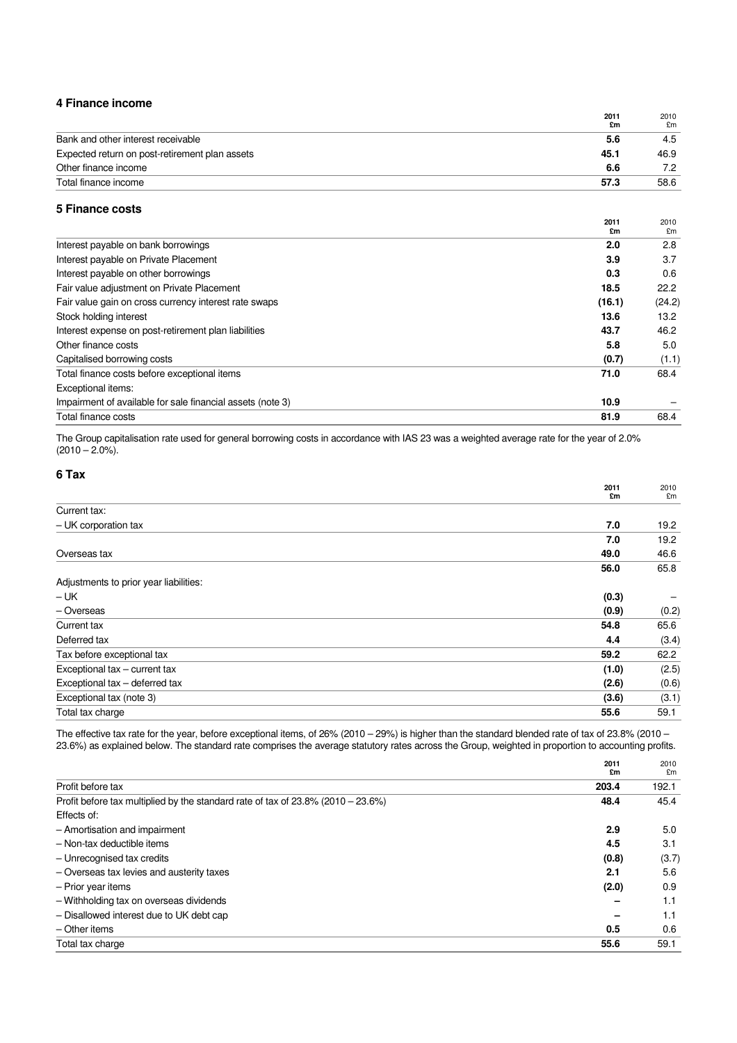## 4 Finance income

| | 2011 £m | 2010 £m |
|---|---|---|
| Bank and other interest receivable | **5.6** | 4.5 |
| Expected return on post-retirement plan assets | **45.1** | 46.9 |
| Other finance income | **6.6** | 7.2 |
| Total finance income | **57.3** | 58.6 |

## 5 Finance costs

| | 2011 £m | 2010 £m |
|---|---|---|
| Interest payable on bank borrowings | **2.0** | 2.8 |
| Interest payable on Private Placement | **3.9** | 3.7 |
| Interest payable on other borrowings | **0.3** | 0.6 |
| Fair value adjustment on Private Placement | **18.5** | 22.2 |
| Fair value gain on cross currency interest rate swaps | **(16.1)** | (24.2) |
| Stock holding interest | **13.6** | 13.2 |
| Interest expense on post-retirement plan liabilities | **43.7** | 46.2 |
| Other finance costs | **5.8** | 5.0 |
| Capitalised borrowing costs | **(0.7)** | (1.1) |
| Total finance costs before exceptional items | **71.0** | 68.4 |
| Exceptional items: | | |
| Impairment of available for sale financial assets (note 3) | **10.9** | – |
| Total finance costs | **81.9** | 68.4 |

The Group capitalisation rate used for general borrowing costs in accordance with IAS 23 was a weighted average rate for the year of 2.0% (2010 – 2.0%).

## 6 Tax

| | 2011 £m | 2010 £m |
|---|---|---|
| Current tax: | | |
| – UK corporation tax | **7.0** | 19.2 |
| | **7.0** | 19.2 |
| Overseas tax | **49.0** | 46.6 |
| | **56.0** | 65.8 |
| Adjustments to prior year liabilities: | | |
| – UK | **(0.3)** | – |
| – Overseas | **(0.9)** | (0.2) |
| Current tax | **54.8** | 65.6 |
| Deferred tax | **4.4** | (3.4) |
| Tax before exceptional tax | **59.2** | 62.2 |
| Exceptional tax – current tax | **(1.0)** | (2.5) |
| Exceptional tax – deferred tax | **(2.6)** | (0.6) |
| Exceptional tax (note 3) | **(3.6)** | (3.1) |
| Total tax charge | **55.6** | 59.1 |

The effective tax rate for the year, before exceptional items, of 26% (2010 – 29%) is higher than the standard blended rate of tax of 23.8% (2010 – 23.6%) as explained below. The standard rate comprises the average statutory rates across the Group, weighted in proportion to accounting profits.

| | 2011 £m | 2010 £m |
|---|---|---|
| Profit before tax | **203.4** | 192.1 |
| Profit before tax multiplied by the standard rate of tax of 23.8% (2010 – 23.6%) | **48.4** | 45.4 |
| Effects of: | | |
| – Amortisation and impairment | **2.9** | 5.0 |
| – Non-tax deductible items | **4.5** | 3.1 |
| – Unrecognised tax credits | **(0.8)** | (3.7) |
| – Overseas tax levies and austerity taxes | **2.1** | 5.6 |
| – Prior year items | **(2.0)** | 0.9 |
| – Withholding tax on overseas dividends | **–** | 1.1 |
| – Disallowed interest due to UK debt cap | **–** | 1.1 |
| – Other items | **0.5** | 0.6 |
| Total tax charge | **55.6** | 59.1 |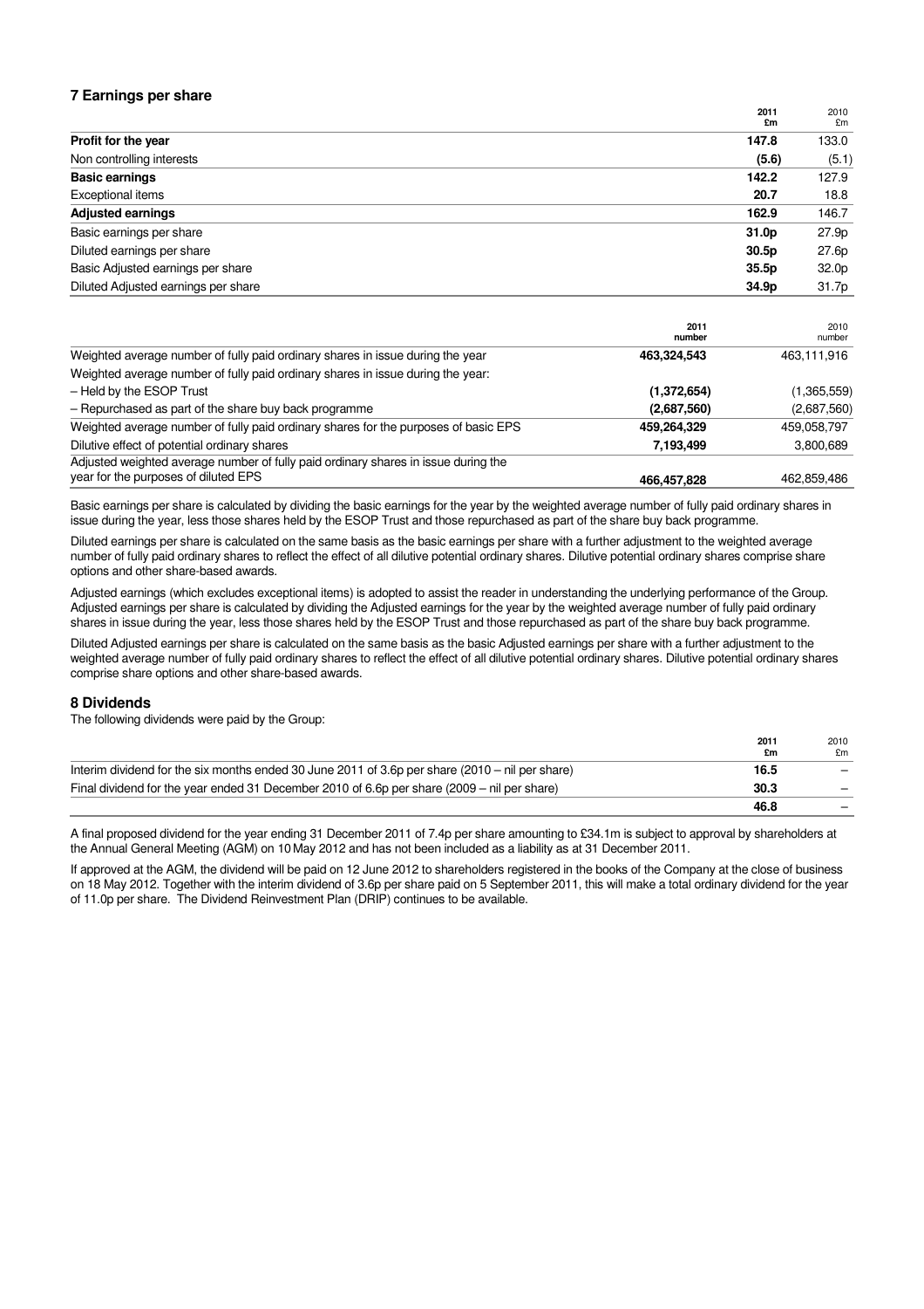## 7 Earnings per share

| | 2011 £m | 2010 £m |
|---|---|---|
| **Profit for the year** | **147.8** | 133.0 |
| Non controlling interests | **(5.6)** | (5.1) |
| **Basic earnings** | **142.2** | 127.9 |
| Exceptional items | **20.7** | 18.8 |
| **Adjusted earnings** | **162.9** | 146.7 |
| Basic earnings per share | **31.0p** | 27.9p |
| Diluted earnings per share | **30.5p** | 27.6p |
| Basic Adjusted earnings per share | **35.5p** | 32.0p |
| Diluted Adjusted earnings per share | **34.9p** | 31.7p |

| | 2011 number | 2010 number |
|---|---|---|
| Weighted average number of fully paid ordinary shares in issue during the year | **463,324,543** | 463,111,916 |
| Weighted average number of fully paid ordinary shares in issue during the year: | | |
| – Held by the ESOP Trust | **(1,372,654)** | (1,365,559) |
| – Repurchased as part of the share buy back programme | **(2,687,560)** | (2,687,560) |
| Weighted average number of fully paid ordinary shares for the purposes of basic EPS | **459,264,329** | 459,058,797 |
| Dilutive effect of potential ordinary shares | **7,193,499** | 3,800,689 |
| Adjusted weighted average number of fully paid ordinary shares in issue during the year for the purposes of diluted EPS | **466,457,828** | 462,859,486 |

Basic earnings per share is calculated by dividing the basic earnings for the year by the weighted average number of fully paid ordinary shares in issue during the year, less those shares held by the ESOP Trust and those repurchased as part of the share buy back programme.

Diluted earnings per share is calculated on the same basis as the basic earnings per share with a further adjustment to the weighted average number of fully paid ordinary shares to reflect the effect of all dilutive potential ordinary shares. Dilutive potential ordinary shares comprise share options and other share-based awards.

Adjusted earnings (which excludes exceptional items) is adopted to assist the reader in understanding the underlying performance of the Group. Adjusted earnings per share is calculated by dividing the Adjusted earnings for the year by the weighted average number of fully paid ordinary shares in issue during the year, less those shares held by the ESOP Trust and those repurchased as part of the share buy back programme.

Diluted Adjusted earnings per share is calculated on the same basis as the basic Adjusted earnings per share with a further adjustment to the weighted average number of fully paid ordinary shares to reflect the effect of all dilutive potential ordinary shares. Dilutive potential ordinary shares comprise share options and other share-based awards.

## 8 Dividends

The following dividends were paid by the Group:

| | 2011 £m | 2010 £m |
|---|---|---|
| Interim dividend for the six months ended 30 June 2011 of 3.6p per share (2010 – nil per share) | **16.5** | – |
| Final dividend for the year ended 31 December 2010 of 6.6p per share (2009 – nil per share) | **30.3** | – |
| | **46.8** | – |

A final proposed dividend for the year ending 31 December 2011 of 7.4p per share amounting to £34.1m is subject to approval by shareholders at the Annual General Meeting (AGM) on 10 May 2012 and has not been included as a liability as at 31 December 2011.

If approved at the AGM, the dividend will be paid on 12 June 2012 to shareholders registered in the books of the Company at the close of business on 18 May 2012. Together with the interim dividend of 3.6p per share paid on 5 September 2011, this will make a total ordinary dividend for the year of 11.0p per share. The Dividend Reinvestment Plan (DRIP) continues to be available.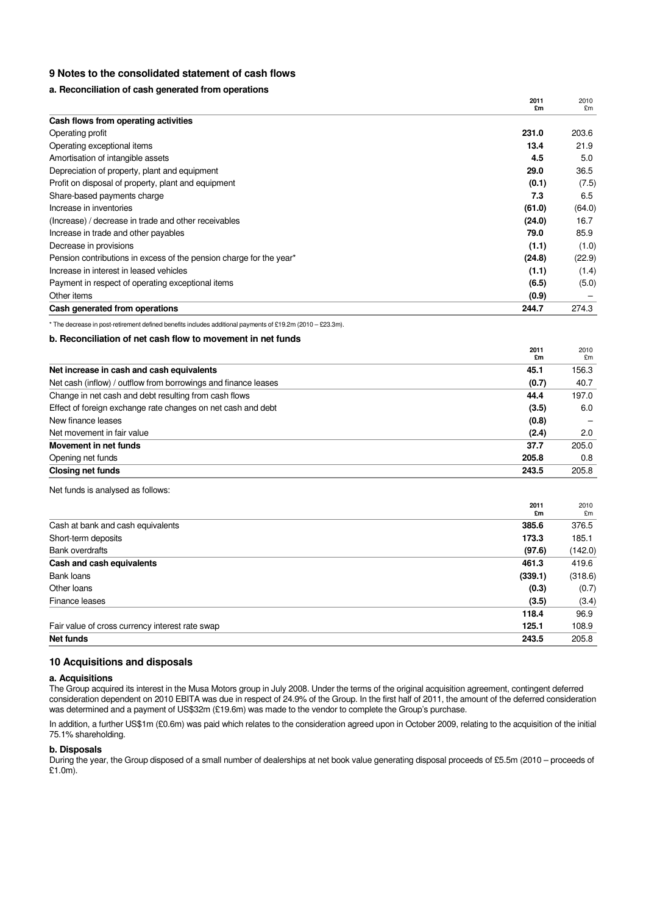## 9 Notes to the consolidated statement of cash flows

### a. Reconciliation of cash generated from operations

| | 2011 £m | 2010 £m |
|---|---|---|
| **Cash flows from operating activities** | | |
| Operating profit | **231.0** | 203.6 |
| Operating exceptional items | **13.4** | 21.9 |
| Amortisation of intangible assets | **4.5** | 5.0 |
| Depreciation of property, plant and equipment | **29.0** | 36.5 |
| Profit on disposal of property, plant and equipment | **(0.1)** | (7.5) |
| Share-based payments charge | **7.3** | 6.5 |
| Increase in inventories | **(61.0)** | (64.0) |
| (Increase) / decrease in trade and other receivables | **(24.0)** | 16.7 |
| Increase in trade and other payables | **79.0** | 85.9 |
| Decrease in provisions | **(1.1)** | (1.0) |
| Pension contributions in excess of the pension charge for the year* | **(24.8)** | (22.9) |
| Increase in interest in leased vehicles | **(1.1)** | (1.4) |
| Payment in respect of operating exceptional items | **(6.5)** | (5.0) |
| Other items | **(0.9)** | – |
| **Cash generated from operations** | **244.7** | 274.3 |

* The decrease in post-retirement defined benefits includes additional payments of £19.2m (2010 – £23.3m).

### b. Reconciliation of net cash flow to movement in net funds

| | 2011 £m | 2010 £m |
|---|---|---|
| **Net increase in cash and cash equivalents** | **45.1** | 156.3 |
| Net cash (inflow) / outflow from borrowings and finance leases | **(0.7)** | 40.7 |
| Change in net cash and debt resulting from cash flows | **44.4** | 197.0 |
| Effect of foreign exchange rate changes on net cash and debt | **(3.5)** | 6.0 |
| New finance leases | **(0.8)** | – |
| Net movement in fair value | **(2.4)** | 2.0 |
| **Movement in net funds** | **37.7** | 205.0 |
| Opening net funds | **205.8** | 0.8 |
| **Closing net funds** | **243.5** | 205.8 |

Net funds is analysed as follows:

| | 2011 £m | 2010 £m |
|---|---|---|
| Cash at bank and cash equivalents | **385.6** | 376.5 |
| Short-term deposits | **173.3** | 185.1 |
| Bank overdrafts | **(97.6)** | (142.0) |
| **Cash and cash equivalents** | **461.3** | 419.6 |
| Bank loans | **(339.1)** | (318.6) |
| Other loans | **(0.3)** | (0.7) |
| Finance leases | **(3.5)** | (3.4) |
| | **118.4** | 96.9 |
| Fair value of cross currency interest rate swap | **125.1** | 108.9 |
| **Net funds** | **243.5** | 205.8 |

## 10 Acquisitions and disposals

### a. Acquisitions

The Group acquired its interest in the Musa Motors group in July 2008. Under the terms of the original acquisition agreement, contingent deferred consideration dependent on 2010 EBITA was due in respect of 24.9% of the Group. In the first half of 2011, the amount of the deferred consideration was determined and a payment of US$32m (£19.6m) was made to the vendor to complete the Group's purchase.

In addition, a further US$1m (£0.6m) was paid which relates to the consideration agreed upon in October 2009, relating to the acquisition of the initial 75.1% shareholding.

### b. Disposals

During the year, the Group disposed of a small number of dealerships at net book value generating disposal proceeds of £5.5m (2010 – proceeds of £1.0m).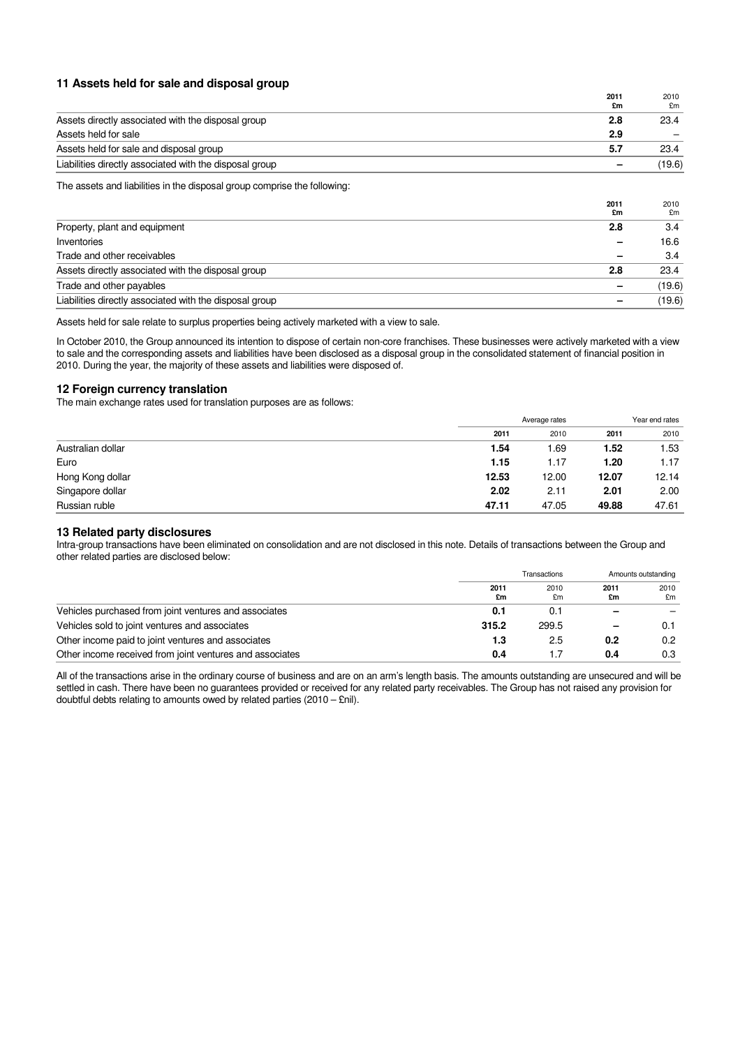## 11 Assets held for sale and disposal group

| | 2011 £m | 2010 £m |
|---|---|---|
| Assets directly associated with the disposal group | **2.8** | 23.4 |
| Assets held for sale | **2.9** | – |
| Assets held for sale and disposal group | **5.7** | 23.4 |
| Liabilities directly associated with the disposal group | **–** | (19.6) |

The assets and liabilities in the disposal group comprise the following:

| | 2011 £m | 2010 £m |
|---|---|---|
| Property, plant and equipment | **2.8** | 3.4 |
| Inventories | **–** | 16.6 |
| Trade and other receivables | **–** | 3.4 |
| Assets directly associated with the disposal group | **2.8** | 23.4 |
| Trade and other payables | **–** | (19.6) |
| Liabilities directly associated with the disposal group | **–** | (19.6) |

Assets held for sale relate to surplus properties being actively marketed with a view to sale.

In October 2010, the Group announced its intention to dispose of certain non-core franchises. These businesses were actively marketed with a view to sale and the corresponding assets and liabilities have been disclosed as a disposal group in the consolidated statement of financial position in 2010. During the year, the majority of these assets and liabilities were disposed of.

## 12 Foreign currency translation

The main exchange rates used for translation purposes are as follows:

| | Average rates | | Year end rates | |
|---|---|---|---|---|
| | 2011 | 2010 | 2011 | 2010 |
| Australian dollar | **1.54** | 1.69 | **1.52** | 1.53 |
| Euro | **1.15** | 1.17 | **1.20** | 1.17 |
| Hong Kong dollar | **12.53** | 12.00 | **12.07** | 12.14 |
| Singapore dollar | **2.02** | 2.11 | **2.01** | 2.00 |
| Russian ruble | **47.11** | 47.05 | **49.88** | 47.61 |

## 13 Related party disclosures

Intra-group transactions have been eliminated on consolidation and are not disclosed in this note. Details of transactions between the Group and other related parties are disclosed below:

| | Transactions | | Amounts outstanding | |
|---|---|---|---|---|
| | 2011 £m | 2010 £m | 2011 £m | 2010 £m |
| Vehicles purchased from joint ventures and associates | **0.1** | 0.1 | **–** | – |
| Vehicles sold to joint ventures and associates | **315.2** | 299.5 | **–** | 0.1 |
| Other income paid to joint ventures and associates | **1.3** | 2.5 | **0.2** | 0.2 |
| Other income received from joint ventures and associates | **0.4** | 1.7 | **0.4** | 0.3 |

All of the transactions arise in the ordinary course of business and are on an arm's length basis. The amounts outstanding are unsecured and will be settled in cash. There have been no guarantees provided or received for any related party receivables. The Group has not raised any provision for doubtful debts relating to amounts owed by related parties (2010 – £nil).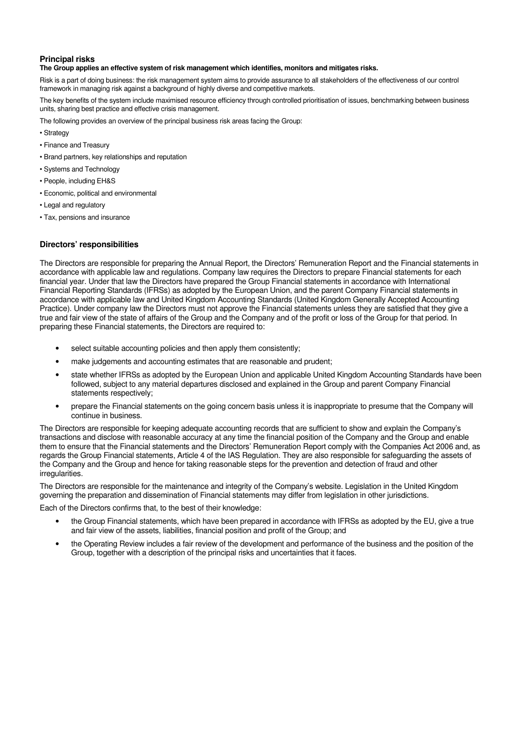## Principal risks

**The Group applies an effective system of risk management which identifies, monitors and mitigates risks.**

Risk is a part of doing business: the risk management system aims to provide assurance to all stakeholders of the effectiveness of our control framework in managing risk against a background of highly diverse and competitive markets.

The key benefits of the system include maximised resource efficiency through controlled prioritisation of issues, benchmarking between business units, sharing best practice and effective crisis management.

The following provides an overview of the principal business risk areas facing the Group:

- Strategy
- Finance and Treasury
- Brand partners, key relationships and reputation
- Systems and Technology
- People, including EH&S
- Economic, political and environmental
- Legal and regulatory
- Tax, pensions and insurance

## Directors' responsibilities

The Directors are responsible for preparing the Annual Report, the Directors' Remuneration Report and the Financial statements in accordance with applicable law and regulations. Company law requires the Directors to prepare Financial statements for each financial year. Under that law the Directors have prepared the Group Financial statements in accordance with International Financial Reporting Standards (IFRSs) as adopted by the European Union, and the parent Company Financial statements in accordance with applicable law and United Kingdom Accounting Standards (United Kingdom Generally Accepted Accounting Practice). Under company law the Directors must not approve the Financial statements unless they are satisfied that they give a true and fair view of the state of affairs of the Group and the Company and of the profit or loss of the Group for that period. In preparing these Financial statements, the Directors are required to:

- select suitable accounting policies and then apply them consistently;
- make judgements and accounting estimates that are reasonable and prudent;
- state whether IFRSs as adopted by the European Union and applicable United Kingdom Accounting Standards have been followed, subject to any material departures disclosed and explained in the Group and parent Company Financial statements respectively;
- prepare the Financial statements on the going concern basis unless it is inappropriate to presume that the Company will continue in business.

The Directors are responsible for keeping adequate accounting records that are sufficient to show and explain the Company's transactions and disclose with reasonable accuracy at any time the financial position of the Company and the Group and enable them to ensure that the Financial statements and the Directors' Remuneration Report comply with the Companies Act 2006 and, as regards the Group Financial statements, Article 4 of the IAS Regulation. They are also responsible for safeguarding the assets of the Company and the Group and hence for taking reasonable steps for the prevention and detection of fraud and other irregularities.

The Directors are responsible for the maintenance and integrity of the Company's website. Legislation in the United Kingdom governing the preparation and dissemination of Financial statements may differ from legislation in other jurisdictions.

Each of the Directors confirms that, to the best of their knowledge:

- the Group Financial statements, which have been prepared in accordance with IFRSs as adopted by the EU, give a true and fair view of the assets, liabilities, financial position and profit of the Group; and
- the Operating Review includes a fair review of the development and performance of the business and the position of the Group, together with a description of the principal risks and uncertainties that it faces.